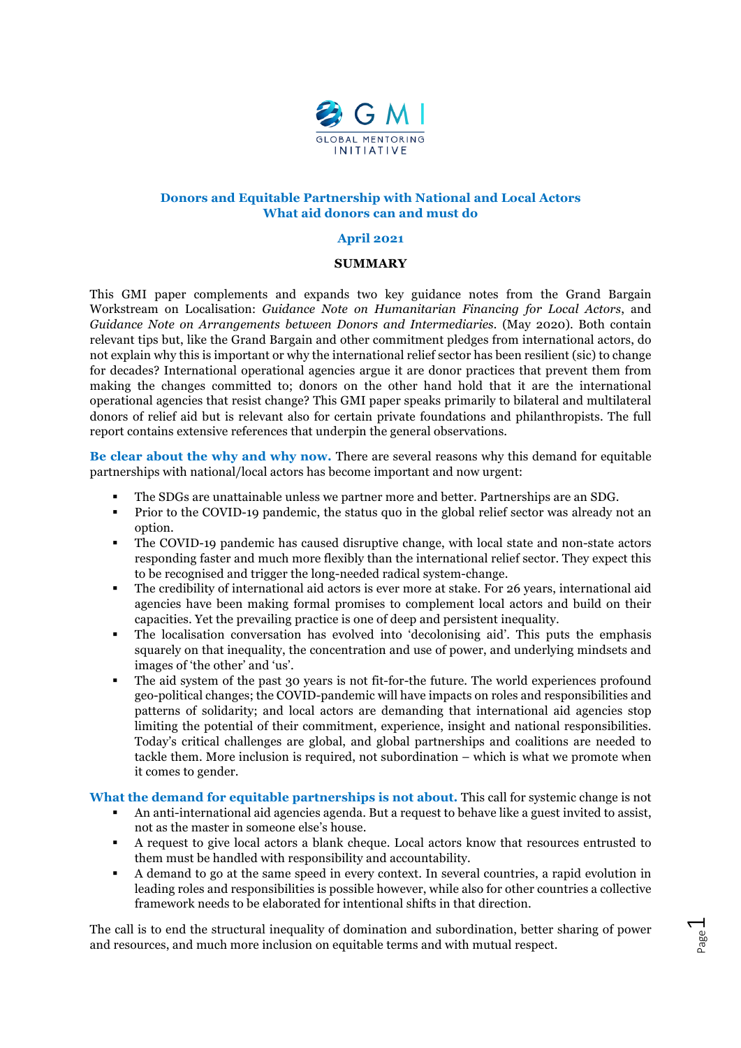GMI
GLOBAL MENTORING INITIATIVE

# Donors and Equitable Partnership with National and Local Actors
# What aid donors can and must do

**April 2021**

## SUMMARY

This GMI paper complements and expands two key guidance notes from the Grand Bargain Workstream on Localisation: *Guidance Note on Humanitarian Financing for Local Actors*, and *Guidance Note on Arrangements between Donors and Intermediaries.* (May 2020). Both contain relevant tips but, like the Grand Bargain and other commitment pledges from international actors, do not explain why this is important or why the international relief sector has been resilient (sic) to change for decades? International operational agencies argue it are donor practices that prevent them from making the changes committed to; donors on the other hand hold that it are the international operational agencies that resist change? This GMI paper speaks primarily to bilateral and multilateral donors of relief aid but is relevant also for certain private foundations and philanthropists. The full report contains extensive references that underpin the general observations.

**Be clear about the why and why now.** There are several reasons why this demand for equitable partnerships with national/local actors has become important and now urgent:

- The SDGs are unattainable unless we partner more and better. Partnerships are an SDG.
- Prior to the COVID-19 pandemic, the status quo in the global relief sector was already not an option.
- The COVID-19 pandemic has caused disruptive change, with local state and non-state actors responding faster and much more flexibly than the international relief sector. They expect this to be recognised and trigger the long-needed radical system-change.
- The credibility of international aid actors is ever more at stake. For 26 years, international aid agencies have been making formal promises to complement local actors and build on their capacities. Yet the prevailing practice is one of deep and persistent inequality.
- The localisation conversation has evolved into 'decolonising aid'. This puts the emphasis squarely on that inequality, the concentration and use of power, and underlying mindsets and images of 'the other' and 'us'.
- The aid system of the past 30 years is not fit-for-the future. The world experiences profound geo-political changes; the COVID-pandemic will have impacts on roles and responsibilities and patterns of solidarity; and local actors are demanding that international aid agencies stop limiting the potential of their commitment, experience, insight and national responsibilities. Today's critical challenges are global, and global partnerships and coalitions are needed to tackle them. More inclusion is required, not subordination – which is what we promote when it comes to gender.

**What the demand for equitable partnerships is not about.** This call for systemic change is not

- An anti-international aid agencies agenda. But a request to behave like a guest invited to assist, not as the master in someone else's house.
- A request to give local actors a blank cheque. Local actors know that resources entrusted to them must be handled with responsibility and accountability.
- A demand to go at the same speed in every context. In several countries, a rapid evolution in leading roles and responsibilities is possible however, while also for other countries a collective framework needs to be elaborated for intentional shifts in that direction.

The call is to end the structural inequality of domination and subordination, better sharing of power and resources, and much more inclusion on equitable terms and with mutual respect.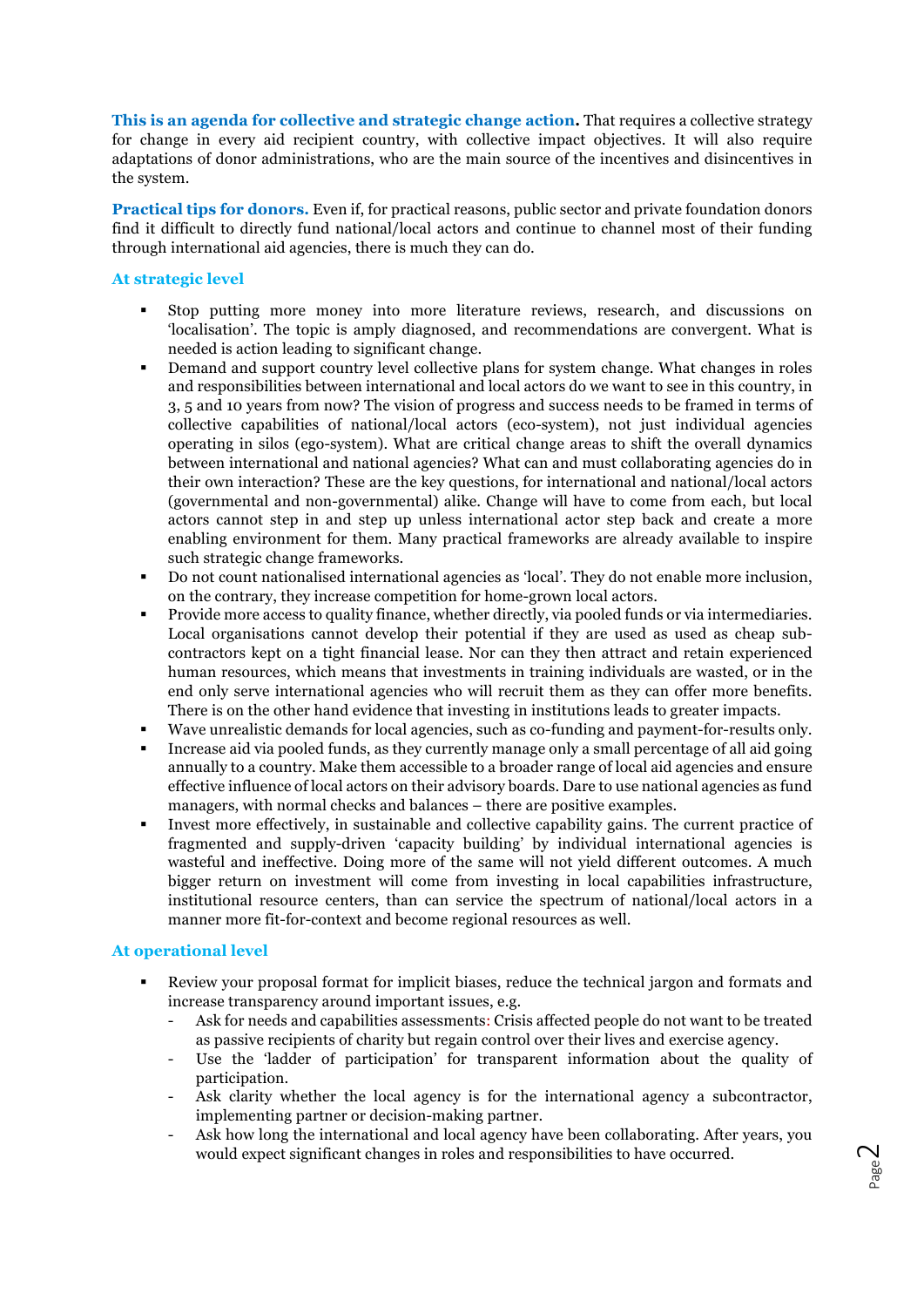**This is an agenda for collective and strategic change action.** That requires a collective strategy for change in every aid recipient country, with collective impact objectives. It will also require adaptations of donor administrations, who are the main source of the incentives and disincentives in the system.

**Practical tips for donors.** Even if, for practical reasons, public sector and private foundation donors find it difficult to directly fund national/local actors and continue to channel most of their funding through international aid agencies, there is much they can do.

### At strategic level

- Stop putting more money into more literature reviews, research, and discussions on 'localisation'. The topic is amply diagnosed, and recommendations are convergent. What is needed is action leading to significant change.
- Demand and support country level collective plans for system change. What changes in roles and responsibilities between international and local actors do we want to see in this country, in 3, 5 and 10 years from now? The vision of progress and success needs to be framed in terms of collective capabilities of national/local actors (eco-system), not just individual agencies operating in silos (ego-system). What are critical change areas to shift the overall dynamics between international and national agencies? What can and must collaborating agencies do in their own interaction? These are the key questions, for international and national/local actors (governmental and non-governmental) alike. Change will have to come from each, but local actors cannot step in and step up unless international actor step back and create a more enabling environment for them. Many practical frameworks are already available to inspire such strategic change frameworks.
- Do not count nationalised international agencies as 'local'. They do not enable more inclusion, on the contrary, they increase competition for home-grown local actors.
- Provide more access to quality finance, whether directly, via pooled funds or via intermediaries. Local organisations cannot develop their potential if they are used as used as cheap sub-contractors kept on a tight financial lease. Nor can they then attract and retain experienced human resources, which means that investments in training individuals are wasted, or in the end only serve international agencies who will recruit them as they can offer more benefits. There is on the other hand evidence that investing in institutions leads to greater impacts.
- Wave unrealistic demands for local agencies, such as co-funding and payment-for-results only.
- Increase aid via pooled funds, as they currently manage only a small percentage of all aid going annually to a country. Make them accessible to a broader range of local aid agencies and ensure effective influence of local actors on their advisory boards. Dare to use national agencies as fund managers, with normal checks and balances – there are positive examples.
- Invest more effectively, in sustainable and collective capability gains. The current practice of fragmented and supply-driven 'capacity building' by individual international agencies is wasteful and ineffective. Doing more of the same will not yield different outcomes. A much bigger return on investment will come from investing in local capabilities infrastructure, institutional resource centers, than can service the spectrum of national/local actors in a manner more fit-for-context and become regional resources as well.

### At operational level

- Review your proposal format for implicit biases, reduce the technical jargon and formats and increase transparency around important issues, e.g.
  - Ask for needs and capabilities assessments: Crisis affected people do not want to be treated as passive recipients of charity but regain control over their lives and exercise agency.
  - Use the 'ladder of participation' for transparent information about the quality of participation.
  - Ask clarity whether the local agency is for the international agency a subcontractor, implementing partner or decision-making partner.
  - Ask how long the international and local agency have been collaborating. After years, you would expect significant changes in roles and responsibilities to have occurred.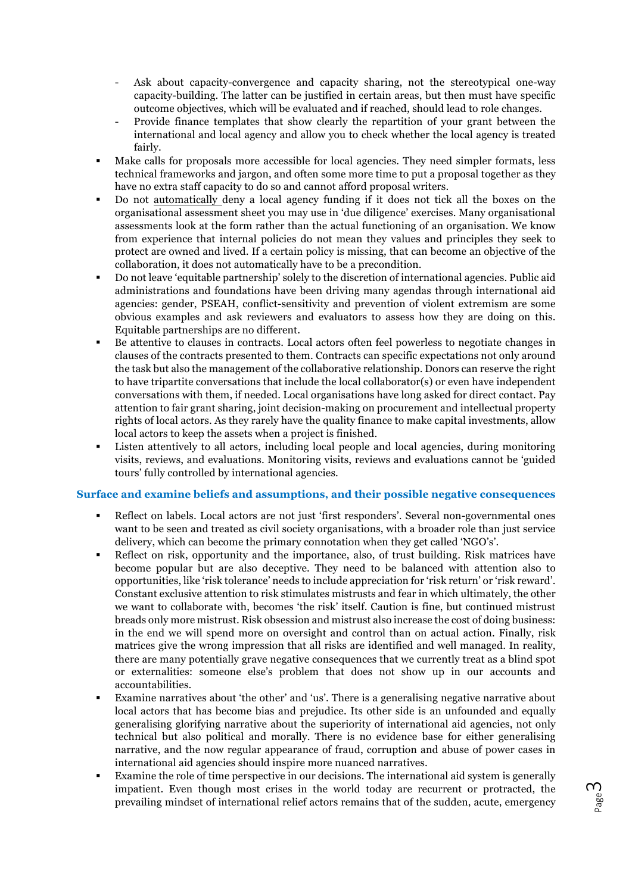- Ask about capacity-convergence and capacity sharing, not the stereotypical one-way capacity-building. The latter can be justified in certain areas, but then must have specific outcome objectives, which will be evaluated and if reached, should lead to role changes.
  - Provide finance templates that show clearly the repartition of your grant between the international and local agency and allow you to check whether the local agency is treated fairly.
- Make calls for proposals more accessible for local agencies. They need simpler formats, less technical frameworks and jargon, and often some more time to put a proposal together as they have no extra staff capacity to do so and cannot afford proposal writers.
- Do not <u>automatically</u> deny a local agency funding if it does not tick all the boxes on the organisational assessment sheet you may use in 'due diligence' exercises. Many organisational assessments look at the form rather than the actual functioning of an organisation. We know from experience that internal policies do not mean they values and principles they seek to protect are owned and lived. If a certain policy is missing, that can become an objective of the collaboration, it does not automatically have to be a precondition.
- Do not leave 'equitable partnership' solely to the discretion of international agencies. Public aid administrations and foundations have been driving many agendas through international aid agencies: gender, PSEAH, conflict-sensitivity and prevention of violent extremism are some obvious examples and ask reviewers and evaluators to assess how they are doing on this. Equitable partnerships are no different.
- Be attentive to clauses in contracts. Local actors often feel powerless to negotiate changes in clauses of the contracts presented to them. Contracts can specific expectations not only around the task but also the management of the collaborative relationship. Donors can reserve the right to have tripartite conversations that include the local collaborator(s) or even have independent conversations with them, if needed. Local organisations have long asked for direct contact. Pay attention to fair grant sharing, joint decision-making on procurement and intellectual property rights of local actors. As they rarely have the quality finance to make capital investments, allow local actors to keep the assets when a project is finished.
- Listen attentively to all actors, including local people and local agencies, during monitoring visits, reviews, and evaluations. Monitoring visits, reviews and evaluations cannot be 'guided tours' fully controlled by international agencies.

### Surface and examine beliefs and assumptions, and their possible negative consequences

- Reflect on labels. Local actors are not just 'first responders'. Several non-governmental ones want to be seen and treated as civil society organisations, with a broader role than just service delivery, which can become the primary connotation when they get called 'NGO's'.
- Reflect on risk, opportunity and the importance, also, of trust building. Risk matrices have become popular but are also deceptive. They need to be balanced with attention also to opportunities, like 'risk tolerance' needs to include appreciation for 'risk return' or 'risk reward'. Constant exclusive attention to risk stimulates mistrusts and fear in which ultimately, the other we want to collaborate with, becomes 'the risk' itself. Caution is fine, but continued mistrust breads only more mistrust. Risk obsession and mistrust also increase the cost of doing business: in the end we will spend more on oversight and control than on actual action. Finally, risk matrices give the wrong impression that all risks are identified and well managed. In reality, there are many potentially grave negative consequences that we currently treat as a blind spot or externalities: someone else's problem that does not show up in our accounts and accountabilities.
- Examine narratives about 'the other' and 'us'. There is a generalising negative narrative about local actors that has become bias and prejudice. Its other side is an unfounded and equally generalising glorifying narrative about the superiority of international aid agencies, not only technical but also political and morally. There is no evidence base for either generalising narrative, and the now regular appearance of fraud, corruption and abuse of power cases in international aid agencies should inspire more nuanced narratives.
- Examine the role of time perspective in our decisions. The international aid system is generally impatient. Even though most crises in the world today are recurrent or protracted, the prevailing mindset of international relief actors remains that of the sudden, acute, emergency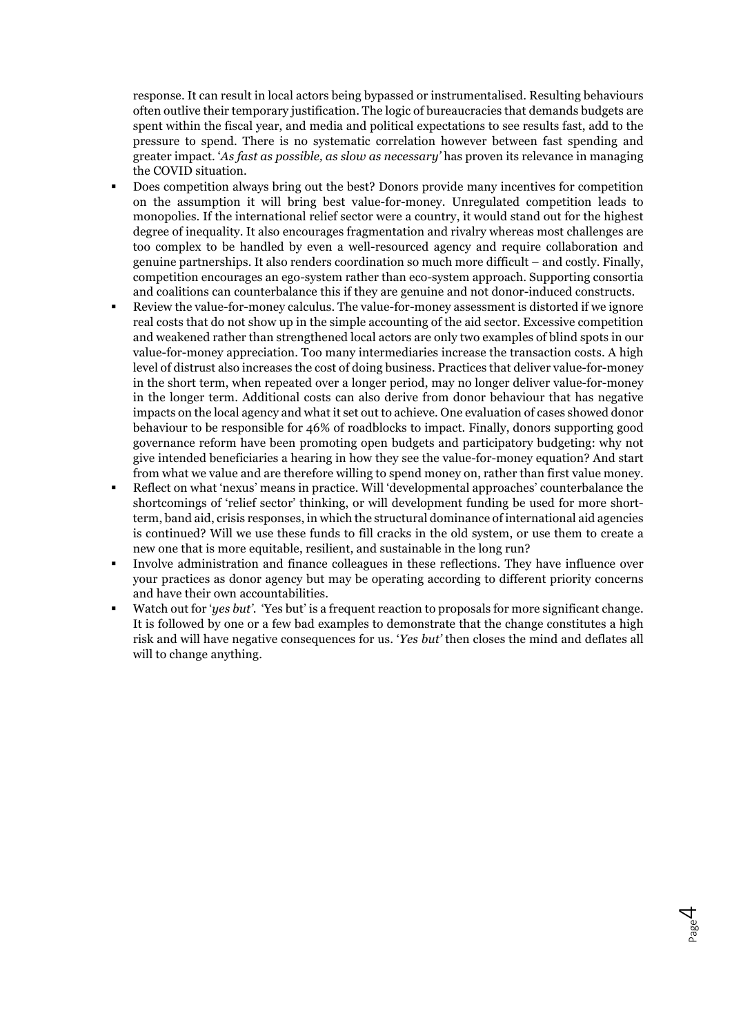response. It can result in local actors being bypassed or instrumentalised. Resulting behaviours often outlive their temporary justification. The logic of bureaucracies that demands budgets are spent within the fiscal year, and media and political expectations to see results fast, add to the pressure to spend. There is no systematic correlation however between fast spending and greater impact. '*As fast as possible, as slow as necessary'* has proven its relevance in managing the COVID situation.

- Does competition always bring out the best? Donors provide many incentives for competition on the assumption it will bring best value-for-money. Unregulated competition leads to monopolies. If the international relief sector were a country, it would stand out for the highest degree of inequality. It also encourages fragmentation and rivalry whereas most challenges are too complex to be handled by even a well-resourced agency and require collaboration and genuine partnerships. It also renders coordination so much more difficult – and costly. Finally, competition encourages an ego-system rather than eco-system approach. Supporting consortia and coalitions can counterbalance this if they are genuine and not donor-induced constructs.
- Review the value-for-money calculus. The value-for-money assessment is distorted if we ignore real costs that do not show up in the simple accounting of the aid sector. Excessive competition and weakened rather than strengthened local actors are only two examples of blind spots in our value-for-money appreciation. Too many intermediaries increase the transaction costs. A high level of distrust also increases the cost of doing business. Practices that deliver value-for-money in the short term, when repeated over a longer period, may no longer deliver value-for-money in the longer term. Additional costs can also derive from donor behaviour that has negative impacts on the local agency and what it set out to achieve. One evaluation of cases showed donor behaviour to be responsible for 46% of roadblocks to impact. Finally, donors supporting good governance reform have been promoting open budgets and participatory budgeting: why not give intended beneficiaries a hearing in how they see the value-for-money equation? And start from what we value and are therefore willing to spend money on, rather than first value money.
- Reflect on what 'nexus' means in practice. Will 'developmental approaches' counterbalance the shortcomings of 'relief sector' thinking, or will development funding be used for more short-term, band aid, crisis responses, in which the structural dominance of international aid agencies is continued? Will we use these funds to fill cracks in the old system, or use them to create a new one that is more equitable, resilient, and sustainable in the long run?
- Involve administration and finance colleagues in these reflections. They have influence over your practices as donor agency but may be operating according to different priority concerns and have their own accountabilities.
- Watch out for '*yes but'*. 'Yes but' is a frequent reaction to proposals for more significant change. It is followed by one or a few bad examples to demonstrate that the change constitutes a high risk and will have negative consequences for us. '*Yes but'* then closes the mind and deflates all will to change anything.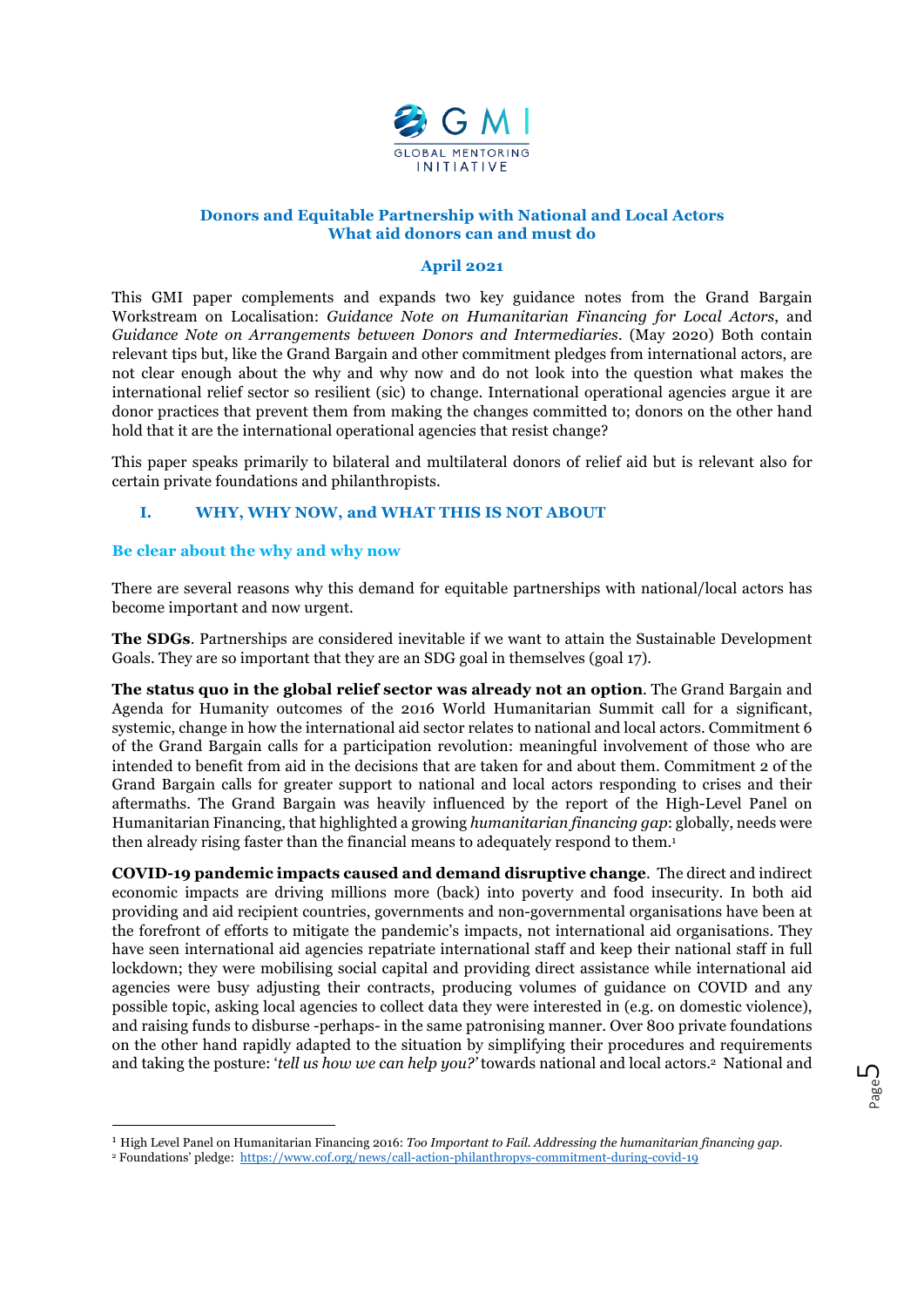GMI GLOBAL MENTORING INITIATIVE

**Donors and Equitable Partnership with National and Local Actors**
**What aid donors can and must do**

**April 2021**

This GMI paper complements and expands two key guidance notes from the Grand Bargain Workstream on Localisation: *Guidance Note on Humanitarian Financing for Local Actors*, and *Guidance Note on Arrangements between Donors and Intermediaries*. (May 2020) Both contain relevant tips but, like the Grand Bargain and other commitment pledges from international actors, are not clear enough about the why and why now and do not look into the question what makes the international relief sector so resilient (sic) to change. International operational agencies argue it are donor practices that prevent them from making the changes committed to; donors on the other hand hold that it are the international operational agencies that resist change?

This paper speaks primarily to bilateral and multilateral donors of relief aid but is relevant also for certain private foundations and philanthropists.

## I. WHY, WHY NOW, and WHAT THIS IS NOT ABOUT

### Be clear about the why and why now

There are several reasons why this demand for equitable partnerships with national/local actors has become important and now urgent.

**The SDGs**. Partnerships are considered inevitable if we want to attain the Sustainable Development Goals. They are so important that they are an SDG goal in themselves (goal 17).

**The status quo in the global relief sector was already not an option**. The Grand Bargain and Agenda for Humanity outcomes of the 2016 World Humanitarian Summit call for a significant, systemic, change in how the international aid sector relates to national and local actors. Commitment 6 of the Grand Bargain calls for a participation revolution: meaningful involvement of those who are intended to benefit from aid in the decisions that are taken for and about them. Commitment 2 of the Grand Bargain calls for greater support to national and local actors responding to crises and their aftermaths. The Grand Bargain was heavily influenced by the report of the High-Level Panel on Humanitarian Financing, that highlighted a growing *humanitarian financing gap*: globally, needs were then already rising faster than the financial means to adequately respond to them.[1]

**COVID-19 pandemic impacts caused and demand disruptive change**. The direct and indirect economic impacts are driving millions more (back) into poverty and food insecurity. In both aid providing and aid recipient countries, governments and non-governmental organisations have been at the forefront of efforts to mitigate the pandemic's impacts, not international aid organisations. They have seen international aid agencies repatriate international staff and keep their national staff in full lockdown; they were mobilising social capital and providing direct assistance while international aid agencies were busy adjusting their contracts, producing volumes of guidance on COVID and any possible topic, asking local agencies to collect data they were interested in (e.g. on domestic violence), and raising funds to disburse -perhaps- in the same patronising manner. Over 800 private foundations on the other hand rapidly adapted to the situation by simplifying their procedures and requirements and taking the posture: '*tell us how we can help you?*' towards national and local actors.[2] National and

---

[1] High Level Panel on Humanitarian Financing 2016: *Too Important to Fail. Addressing the humanitarian financing gap*.

[2] Foundations' pledge: https://www.cof.org/news/call-action-philanthropys-commitment-during-covid-19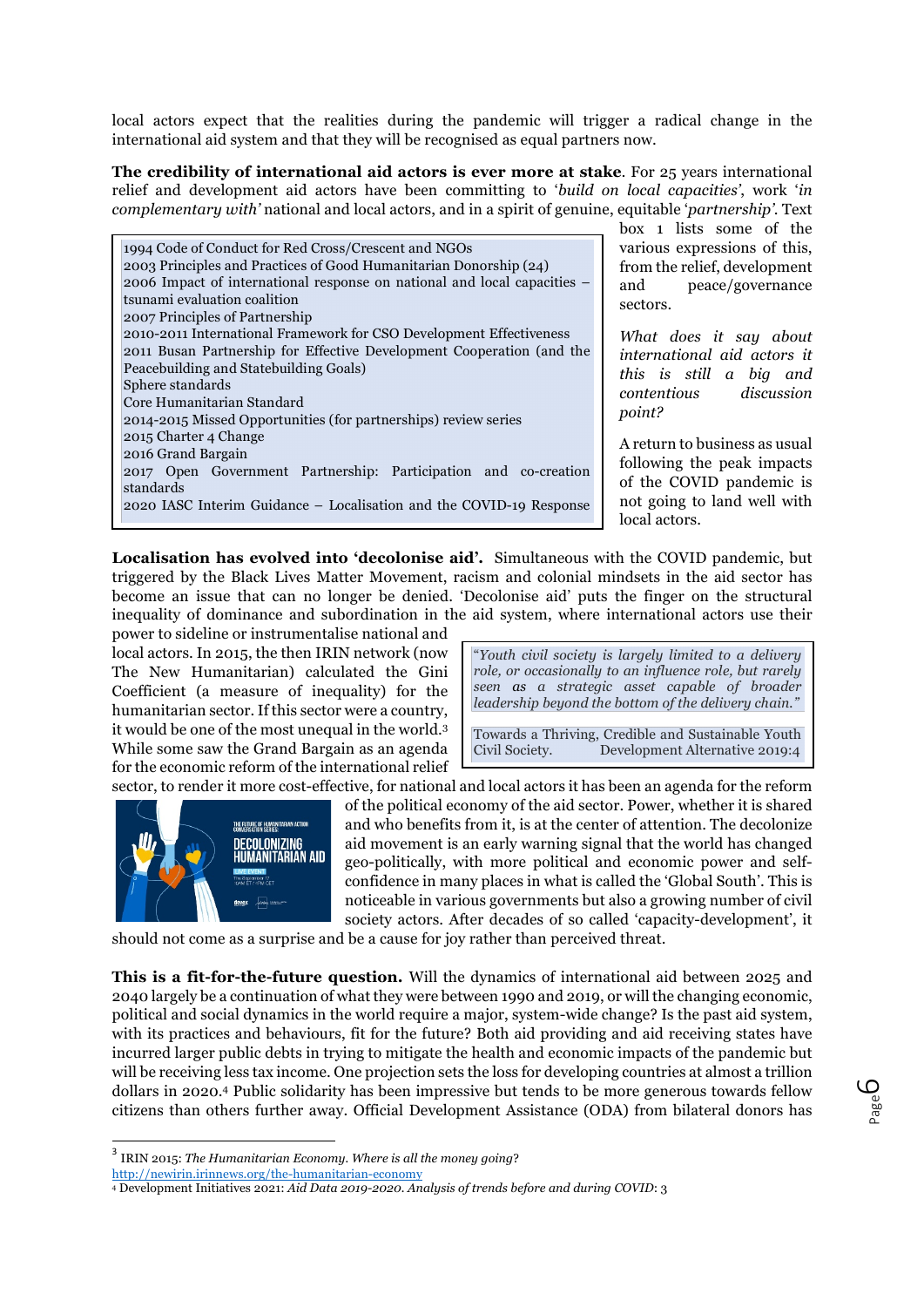local actors expect that the realities during the pandemic will trigger a radical change in the international aid system and that they will be recognised as equal partners now.

**The credibility of international aid actors is ever more at stake**. For 25 years international relief and development aid actors have been committing to '*build on local capacities'*, work '*in complementary with'* national and local actors, and in a spirit of genuine, equitable '*partnership'*. Text box 1 lists some of the various expressions of this, from the relief, development and peace/governance sectors.

> 1994 Code of Conduct for Red Cross/Crescent and NGOs
> 2003 Principles and Practices of Good Humanitarian Donorship (24)
> 2006 Impact of international response on national and local capacities – tsunami evaluation coalition
> 2007 Principles of Partnership
> 2010-2011 International Framework for CSO Development Effectiveness
> 2011 Busan Partnership for Effective Development Cooperation (and the Peacebuilding and Statebuilding Goals)
> Sphere standards
> Core Humanitarian Standard
> 2014-2015 Missed Opportunities (for partnerships) review series
> 2015 Charter 4 Change
> 2016 Grand Bargain
> 2017 Open Government Partnership: Participation and co-creation standards
> 2020 IASC Interim Guidance – Localisation and the COVID-19 Response

*What does it say about international aid actors it this is still a big and contentious discussion point?*

A return to business as usual following the peak impacts of the COVID pandemic is not going to land well with local actors.

**Localisation has evolved into 'decolonise aid'.** Simultaneous with the COVID pandemic, but triggered by the Black Lives Matter Movement, racism and colonial mindsets in the aid sector has become an issue that can no longer be denied. 'Decolonise aid' puts the finger on the structural inequality of dominance and subordination in the aid system, where international actors use their power to sideline or instrumentalise national and local actors. In 2015, the then IRIN network (now The New Humanitarian) calculated the Gini Coefficient (a measure of inequality) for the humanitarian sector. If this sector were a country, it would be one of the most unequal in the world.[3] While some saw the Grand Bargain as an agenda for the economic reform of the international relief sector, to render it more cost-effective, for national and local actors it has been an agenda for the reform of the political economy of the aid sector. Power, whether it is shared and who benefits from it, is at the center of attention. The decolonize aid movement is an early warning signal that the world has changed geo-politically, with more political and economic power and self-confidence in many places in what is called the 'Global South'. This is noticeable in various governments but also a growing number of civil society actors. After decades of so called 'capacity-development', it should not come as a surprise and be a cause for joy rather than perceived threat.

> *"Youth civil society is largely limited to a delivery role, or occasionally to an influence role, but rarely seen as a strategic asset capable of broader leadership beyond the bottom of the delivery chain."*
>
> Towards a Thriving, Credible and Sustainable Youth Civil Society. Development Alternative 2019:4

**This is a fit-for-the-future question.** Will the dynamics of international aid between 2025 and 2040 largely be a continuation of what they were between 1990 and 2019, or will the changing economic, political and social dynamics in the world require a major, system-wide change? Is the past aid system, with its practices and behaviours, fit for the future? Both aid providing and aid receiving states have incurred larger public debts in trying to mitigate the health and economic impacts of the pandemic but will be receiving less tax income. One projection sets the loss for developing countries at almost a trillion dollars in 2020.[4] Public solidarity has been impressive but tends to be more generous towards fellow citizens than others further away. Official Development Assistance (ODA) from bilateral donors has

---

[3] IRIN 2015: *The Humanitarian Economy. Where is all the money going?* http://newirin.irinnews.org/the-humanitarian-economy

[4] Development Initiatives 2021: *Aid Data 2019-2020. Analysis of trends before and during COVID*: 3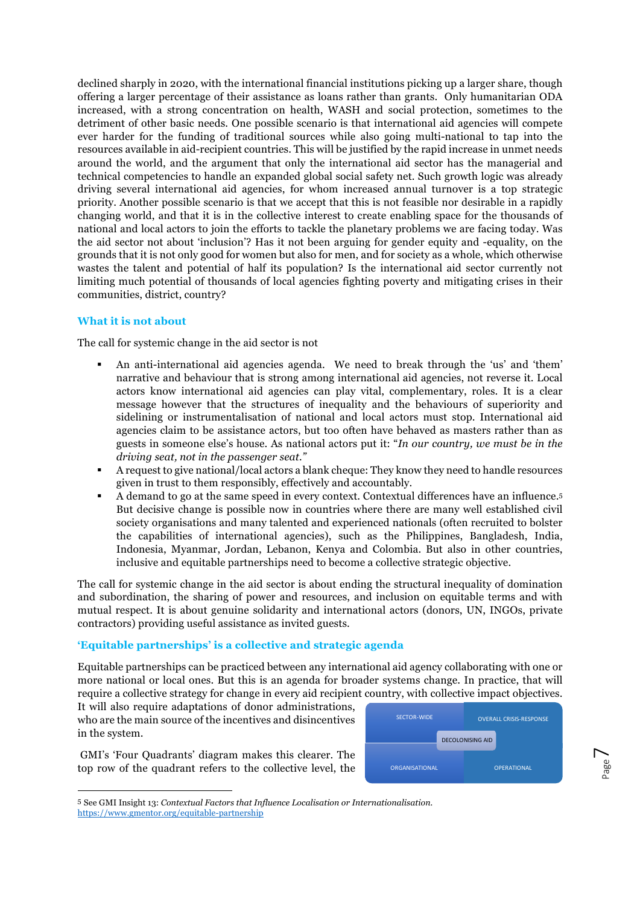declined sharply in 2020, with the international financial institutions picking up a larger share, though offering a larger percentage of their assistance as loans rather than grants. Only humanitarian ODA increased, with a strong concentration on health, WASH and social protection, sometimes to the detriment of other basic needs. One possible scenario is that international aid agencies will compete ever harder for the funding of traditional sources while also going multi-national to tap into the resources available in aid-recipient countries. This will be justified by the rapid increase in unmet needs around the world, and the argument that only the international aid sector has the managerial and technical competencies to handle an expanded global social safety net. Such growth logic was already driving several international aid agencies, for whom increased annual turnover is a top strategic priority. Another possible scenario is that we accept that this is not feasible nor desirable in a rapidly changing world, and that it is in the collective interest to create enabling space for the thousands of national and local actors to join the efforts to tackle the planetary problems we are facing today. Was the aid sector not about 'inclusion'? Has it not been arguing for gender equity and -equality, on the grounds that it is not only good for women but also for men, and for society as a whole, which otherwise wastes the talent and potential of half its population? Is the international aid sector currently not limiting much potential of thousands of local agencies fighting poverty and mitigating crises in their communities, district, country?

## What it is not about

The call for systemic change in the aid sector is not

- An anti-international aid agencies agenda. We need to break through the 'us' and 'them' narrative and behaviour that is strong among international aid agencies, not reverse it. Local actors know international aid agencies can play vital, complementary, roles. It is a clear message however that the structures of inequality and the behaviours of superiority and sidelining or instrumentalisation of national and local actors must stop. International aid agencies claim to be assistance actors, but too often have behaved as masters rather than as guests in someone else's house. As national actors put it: "*In our country, we must be in the driving seat, not in the passenger seat.*"
- A request to give national/local actors a blank cheque: They know they need to handle resources given in trust to them responsibly, effectively and accountably.
- A demand to go at the same speed in every context. Contextual differences have an influence.[5] But decisive change is possible now in countries where there are many well established civil society organisations and many talented and experienced nationals (often recruited to bolster the capabilities of international agencies), such as the Philippines, Bangladesh, India, Indonesia, Myanmar, Jordan, Lebanon, Kenya and Colombia. But also in other countries, inclusive and equitable partnerships need to become a collective strategic objective.

The call for systemic change in the aid sector is about ending the structural inequality of domination and subordination, the sharing of power and resources, and inclusion on equitable terms and with mutual respect. It is about genuine solidarity and international actors (donors, UN, INGOs, private contractors) providing useful assistance as invited guests.

## 'Equitable partnerships' is a collective and strategic agenda

Equitable partnerships can be practiced between any international aid agency collaborating with one or more national or local ones. But this is an agenda for broader systems change. In practice, that will require a collective strategy for change in every aid recipient country, with collective impact objectives. It will also require adaptations of donor administrations, who are the main source of the incentives and disincentives in the system.

| SECTOR-WIDE | OVERALL CRISIS-RESPONSE |
|---|---|
| DECOLONISING AID | |
| ORGANISATIONAL | OPERATIONAL |

GMI's 'Four Quadrants' diagram makes this clearer. The top row of the quadrant refers to the collective level, the

---

[5] See GMI Insight 13: *Contextual Factors that Influence Localisation or Internationalisation.* https://www.gmentor.org/equitable-partnership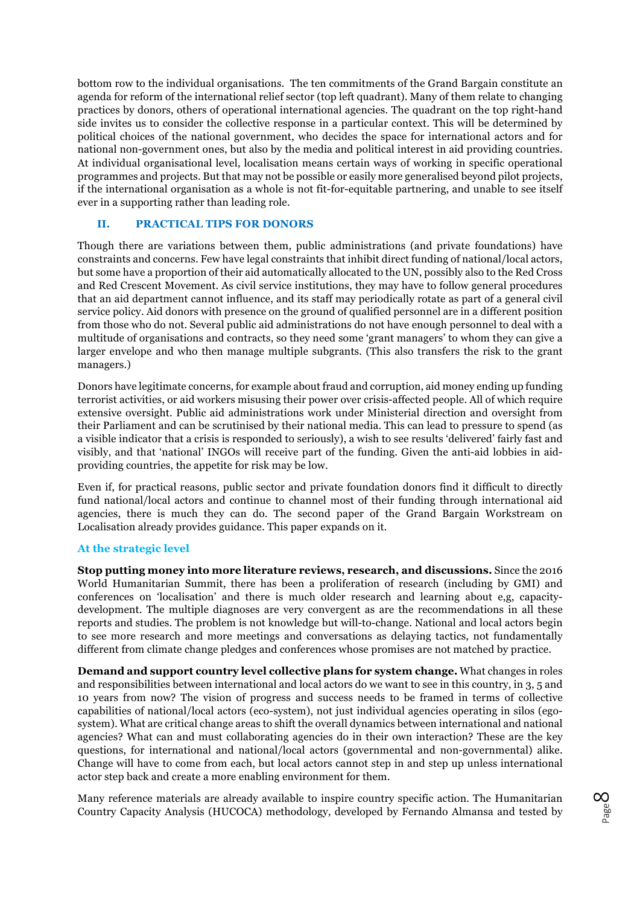bottom row to the individual organisations. The ten commitments of the Grand Bargain constitute an agenda for reform of the international relief sector (top left quadrant). Many of them relate to changing practices by donors, others of operational international agencies. The quadrant on the top right-hand side invites us to consider the collective response in a particular context. This will be determined by political choices of the national government, who decides the space for international actors and for national non-government ones, but also by the media and political interest in aid providing countries. At individual organisational level, localisation means certain ways of working in specific operational programmes and projects. But that may not be possible or easily more generalised beyond pilot projects, if the international organisation as a whole is not fit-for-equitable partnering, and unable to see itself ever in a supporting rather than leading role.

## II. PRACTICAL TIPS FOR DONORS

Though there are variations between them, public administrations (and private foundations) have constraints and concerns. Few have legal constraints that inhibit direct funding of national/local actors, but some have a proportion of their aid automatically allocated to the UN, possibly also to the Red Cross and Red Crescent Movement. As civil service institutions, they may have to follow general procedures that an aid department cannot influence, and its staff may periodically rotate as part of a general civil service policy. Aid donors with presence on the ground of qualified personnel are in a different position from those who do not. Several public aid administrations do not have enough personnel to deal with a multitude of organisations and contracts, so they need some 'grant managers' to whom they can give a larger envelope and who then manage multiple subgrants. (This also transfers the risk to the grant managers.)

Donors have legitimate concerns, for example about fraud and corruption, aid money ending up funding terrorist activities, or aid workers misusing their power over crisis-affected people. All of which require extensive oversight. Public aid administrations work under Ministerial direction and oversight from their Parliament and can be scrutinised by their national media. This can lead to pressure to spend (as a visible indicator that a crisis is responded to seriously), a wish to see results 'delivered' fairly fast and visibly, and that 'national' INGOs will receive part of the funding. Given the anti-aid lobbies in aid-providing countries, the appetite for risk may be low.

Even if, for practical reasons, public sector and private foundation donors find it difficult to directly fund national/local actors and continue to channel most of their funding through international aid agencies, there is much they can do. The second paper of the Grand Bargain Workstream on Localisation already provides guidance. This paper expands on it.

### At the strategic level

**Stop putting money into more literature reviews, research, and discussions.** Since the 2016 World Humanitarian Summit, there has been a proliferation of research (including by GMI) and conferences on 'localisation' and there is much older research and learning about e,g, capacity-development. The multiple diagnoses are very convergent as are the recommendations in all these reports and studies. The problem is not knowledge but will-to-change. National and local actors begin to see more research and more meetings and conversations as delaying tactics, not fundamentally different from climate change pledges and conferences whose promises are not matched by practice.

**Demand and support country level collective plans for system change.** What changes in roles and responsibilities between international and local actors do we want to see in this country, in 3, 5 and 10 years from now? The vision of progress and success needs to be framed in terms of collective capabilities of national/local actors (eco-system), not just individual agencies operating in silos (ego-system). What are critical change areas to shift the overall dynamics between international and national agencies? What can and must collaborating agencies do in their own interaction? These are the key questions, for international and national/local actors (governmental and non-governmental) alike. Change will have to come from each, but local actors cannot step in and step up unless international actor step back and create a more enabling environment for them.

Many reference materials are already available to inspire country specific action. The Humanitarian Country Capacity Analysis (HUCOCA) methodology, developed by Fernando Almansa and tested by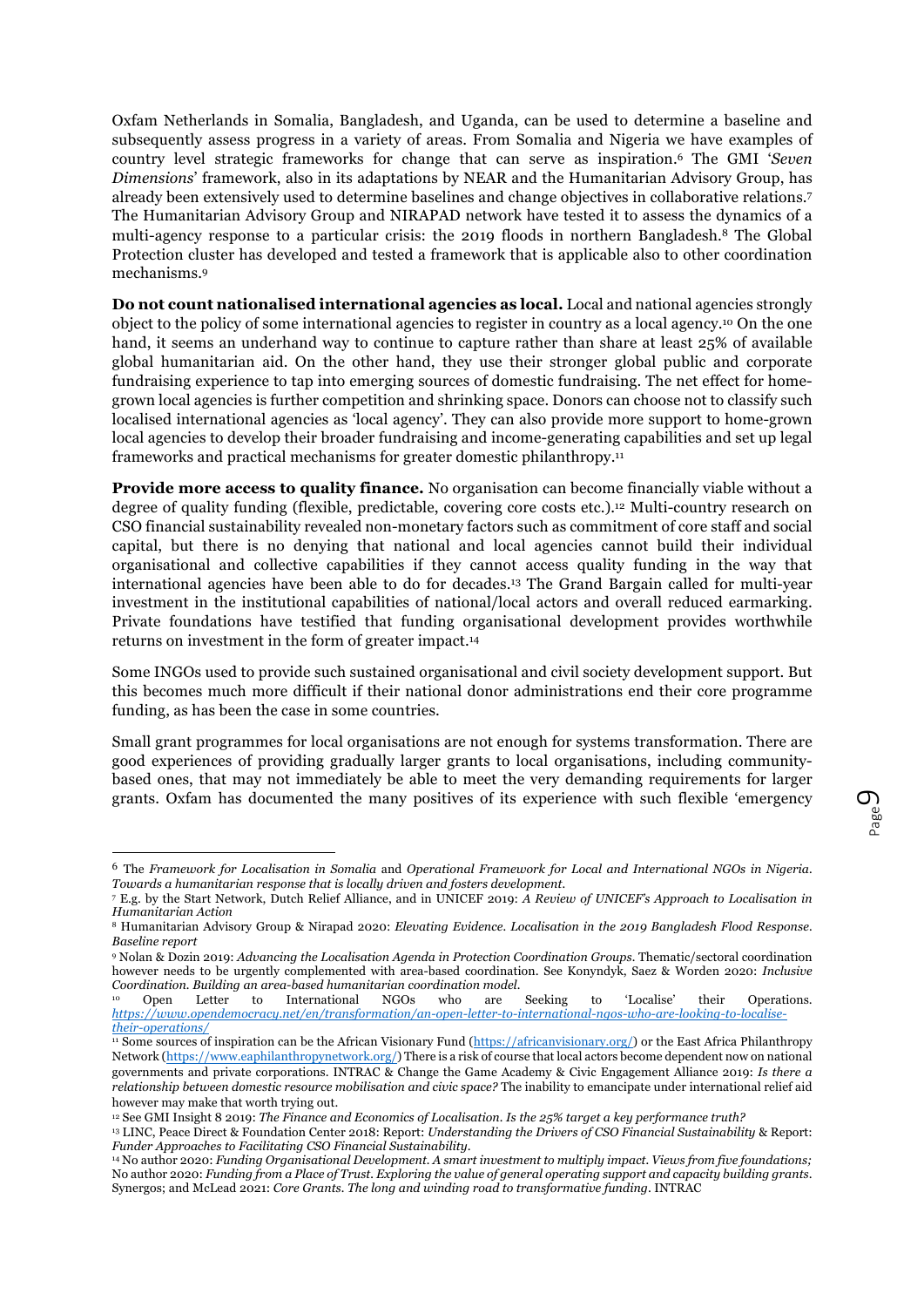Oxfam Netherlands in Somalia, Bangladesh, and Uganda, can be used to determine a baseline and subsequently assess progress in a variety of areas. From Somalia and Nigeria we have examples of country level strategic frameworks for change that can serve as inspiration.[6] The GMI '*Seven Dimensions*' framework, also in its adaptations by NEAR and the Humanitarian Advisory Group, has already been extensively used to determine baselines and change objectives in collaborative relations.[7] The Humanitarian Advisory Group and NIRAPAD network have tested it to assess the dynamics of a multi-agency response to a particular crisis: the 2019 floods in northern Bangladesh.[8] The Global Protection cluster has developed and tested a framework that is applicable also to other coordination mechanisms.[9]

**Do not count nationalised international agencies as local.** Local and national agencies strongly object to the policy of some international agencies to register in country as a local agency.[10] On the one hand, it seems an underhand way to continue to capture rather than share at least 25% of available global humanitarian aid. On the other hand, they use their stronger global public and corporate fundraising experience to tap into emerging sources of domestic fundraising. The net effect for home-grown local agencies is further competition and shrinking space. Donors can choose not to classify such localised international agencies as 'local agency'. They can also provide more support to home-grown local agencies to develop their broader fundraising and income-generating capabilities and set up legal frameworks and practical mechanisms for greater domestic philanthropy.[11]

**Provide more access to quality finance.** No organisation can become financially viable without a degree of quality funding (flexible, predictable, covering core costs etc.).[12] Multi-country research on CSO financial sustainability revealed non-monetary factors such as commitment of core staff and social capital, but there is no denying that national and local agencies cannot build their individual organisational and collective capabilities if they cannot access quality funding in the way that international agencies have been able to do for decades.[13] The Grand Bargain called for multi-year investment in the institutional capabilities of national/local actors and overall reduced earmarking. Private foundations have testified that funding organisational development provides worthwhile returns on investment in the form of greater impact.[14]

Some INGOs used to provide such sustained organisational and civil society development support. But this becomes much more difficult if their national donor administrations end their core programme funding, as has been the case in some countries.

Small grant programmes for local organisations are not enough for systems transformation. There are good experiences of providing gradually larger grants to local organisations, including community-based ones, that may not immediately be able to meet the very demanding requirements for larger grants. Oxfam has documented the many positives of its experience with such flexible 'emergency

---

[6] The *Framework for Localisation in Somalia* and *Operational Framework for Local and International NGOs in Nigeria. Towards a humanitarian response that is locally driven and fosters development.*

[7] E.g. by the Start Network, Dutch Relief Alliance, and in UNICEF 2019: *A Review of UNICEF's Approach to Localisation in Humanitarian Action*

[8] Humanitarian Advisory Group & Nirapad 2020: *Elevating Evidence. Localisation in the 2019 Bangladesh Flood Response. Baseline report*

[9] Nolan & Dozin 2019: *Advancing the Localisation Agenda in Protection Coordination Groups*. Thematic/sectoral coordination however needs to be urgently complemented with area-based coordination. See Konyndyk, Saez & Worden 2020: *Inclusive Coordination. Building an area-based humanitarian coordination model.*

[10] Open Letter to International NGOs who are Seeking to 'Localise' their Operations. *https://www.opendemocracy.net/en/transformation/an-open-letter-to-international-ngos-who-are-looking-to-localise-their-operations/*

[11] Some sources of inspiration can be the African Visionary Fund (https://africanvisionary.org/) or the East Africa Philanthropy Network (https://www.eaphilanthropynetwork.org/) There is a risk of course that local actors become dependent now on national governments and private corporations. INTRAC & Change the Game Academy & Civic Engagement Alliance 2019: *Is there a relationship between domestic resource mobilisation and civic space?* The inability to emancipate under international relief aid however may make that worth trying out.

[12] See GMI Insight 8 2019: *The Finance and Economics of Localisation. Is the 25% target a key performance truth?*

[13] LINC, Peace Direct & Foundation Center 2018: Report: *Understanding the Drivers of CSO Financial Sustainability* & Report: *Funder Approaches to Facilitating CSO Financial Sustainability.*

[14] No author 2020: *Funding Organisational Development. A smart investment to multiply impact. Views from five foundations;* No author 2020: *Funding from a Place of Trust. Exploring the value of general operating support and capacity building grants.* Synergos; and McLead 2021: *Core Grants. The long and winding road to transformative funding.* INTRAC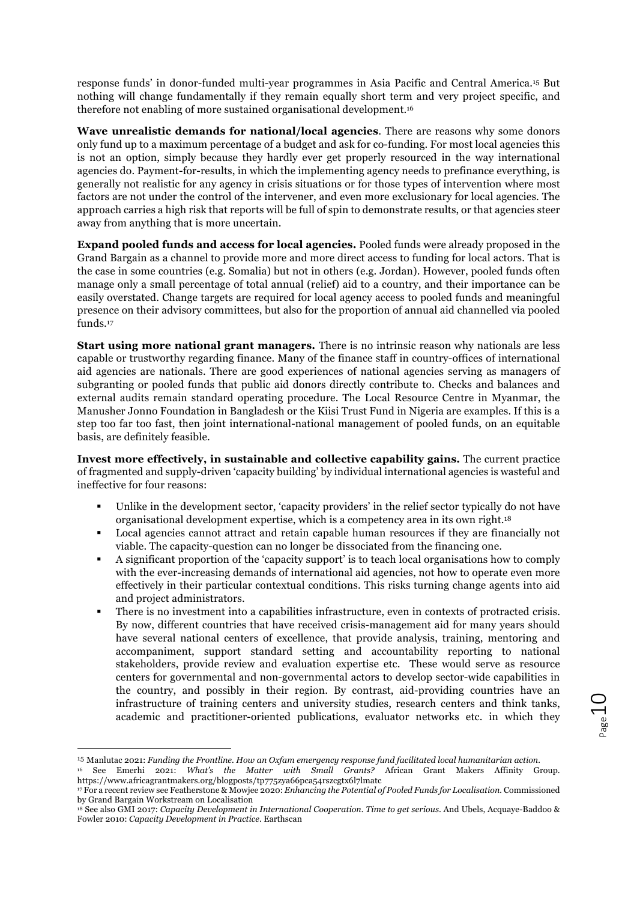response funds' in donor-funded multi-year programmes in Asia Pacific and Central America.[15] But nothing will change fundamentally if they remain equally short term and very project specific, and therefore not enabling of more sustained organisational development.[16]

**Wave unrealistic demands for national/local agencies**. There are reasons why some donors only fund up to a maximum percentage of a budget and ask for co-funding. For most local agencies this is not an option, simply because they hardly ever get properly resourced in the way international agencies do. Payment-for-results, in which the implementing agency needs to prefinance everything, is generally not realistic for any agency in crisis situations or for those types of intervention where most factors are not under the control of the intervener, and even more exclusionary for local agencies. The approach carries a high risk that reports will be full of spin to demonstrate results, or that agencies steer away from anything that is more uncertain.

**Expand pooled funds and access for local agencies.** Pooled funds were already proposed in the Grand Bargain as a channel to provide more and more direct access to funding for local actors. That is the case in some countries (e.g. Somalia) but not in others (e.g. Jordan). However, pooled funds often manage only a small percentage of total annual (relief) aid to a country, and their importance can be easily overstated. Change targets are required for local agency access to pooled funds and meaningful presence on their advisory committees, but also for the proportion of annual aid channelled via pooled funds.[17]

**Start using more national grant managers.** There is no intrinsic reason why nationals are less capable or trustworthy regarding finance. Many of the finance staff in country-offices of international aid agencies are nationals. There are good experiences of national agencies serving as managers of subgranting or pooled funds that public aid donors directly contribute to. Checks and balances and external audits remain standard operating procedure. The Local Resource Centre in Myanmar, the Manusher Jonno Foundation in Bangladesh or the Kiisi Trust Fund in Nigeria are examples. If this is a step too far too fast, then joint international-national management of pooled funds, on an equitable basis, are definitely feasible.

**Invest more effectively, in sustainable and collective capability gains.** The current practice of fragmented and supply-driven 'capacity building' by individual international agencies is wasteful and ineffective for four reasons:

- Unlike in the development sector, 'capacity providers' in the relief sector typically do not have organisational development expertise, which is a competency area in its own right.[18]
- Local agencies cannot attract and retain capable human resources if they are financially not viable. The capacity-question can no longer be dissociated from the financing one.
- A significant proportion of the 'capacity support' is to teach local organisations how to comply with the ever-increasing demands of international aid agencies, not how to operate even more effectively in their particular contextual conditions. This risks turning change agents into aid and project administrators.
- There is no investment into a capabilities infrastructure, even in contexts of protracted crisis. By now, different countries that have received crisis-management aid for many years should have several national centers of excellence, that provide analysis, training, mentoring and accompaniment, support standard setting and accountability reporting to national stakeholders, provide review and evaluation expertise etc. These would serve as resource centers for governmental and non-governmental actors to develop sector-wide capabilities in the country, and possibly in their region. By contrast, aid-providing countries have an infrastructure of training centers and university studies, research centers and think tanks, academic and practitioner-oriented publications, evaluator networks etc. in which they

---

[15] Manlutac 2021: *Funding the Frontline. How an Oxfam emergency response fund facilitated local humanitarian action.*

[16] See Emerhi 2021: *What's the Matter with Small Grants?* African Grant Makers Affinity Group. https://www.africagrantmakers.org/blogposts/tp775zya66pca54rszcgtx6l7lmatc

[17] For a recent review see Featherstone & Mowjee 2020: *Enhancing the Potential of Pooled Funds for Localisation.* Commissioned by Grand Bargain Workstream on Localisation

[18] See also GMI 2017: *Capacity Development in International Cooperation. Time to get serious.* And Ubels, Acquaye-Baddoo & Fowler 2010: *Capacity Development in Practice.* Earthscan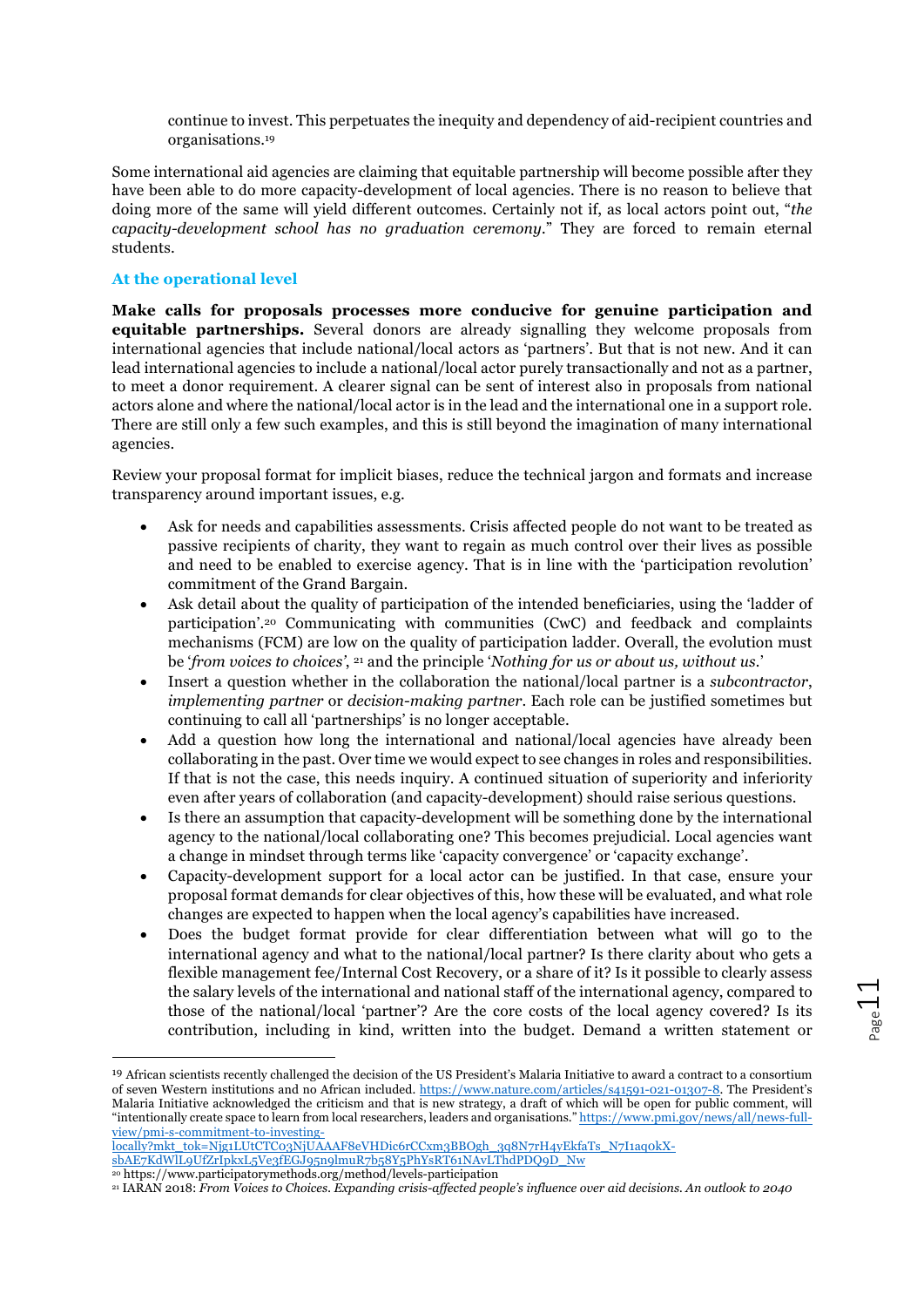continue to invest. This perpetuates the inequity and dependency of aid-recipient countries and organisations.[19]

Some international aid agencies are claiming that equitable partnership will become possible after they have been able to do more capacity-development of local agencies. There is no reason to believe that doing more of the same will yield different outcomes. Certainly not if, as local actors point out, "*the capacity-development school has no graduation ceremony*." They are forced to remain eternal students.

### At the operational level

**Make calls for proposals processes more conducive for genuine participation and equitable partnerships.** Several donors are already signalling they welcome proposals from international agencies that include national/local actors as 'partners'. But that is not new. And it can lead international agencies to include a national/local actor purely transactionally and not as a partner, to meet a donor requirement. A clearer signal can be sent of interest also in proposals from national actors alone and where the national/local actor is in the lead and the international one in a support role. There are still only a few such examples, and this is still beyond the imagination of many international agencies.

Review your proposal format for implicit biases, reduce the technical jargon and formats and increase transparency around important issues, e.g.

- Ask for needs and capabilities assessments. Crisis affected people do not want to be treated as passive recipients of charity, they want to regain as much control over their lives as possible and need to be enabled to exercise agency. That is in line with the 'participation revolution' commitment of the Grand Bargain.
- Ask detail about the quality of participation of the intended beneficiaries, using the 'ladder of participation'.[20] Communicating with communities (CwC) and feedback and complaints mechanisms (FCM) are low on the quality of participation ladder. Overall, the evolution must be '*from voices to choices*', [21] and the principle '*Nothing for us or about us, without us*.'
- Insert a question whether in the collaboration the national/local partner is a *subcontractor*, *implementing partner* or *decision-making partner*. Each role can be justified sometimes but continuing to call all 'partnerships' is no longer acceptable.
- Add a question how long the international and national/local agencies have already been collaborating in the past. Over time we would expect to see changes in roles and responsibilities. If that is not the case, this needs inquiry. A continued situation of superiority and inferiority even after years of collaboration (and capacity-development) should raise serious questions.
- Is there an assumption that capacity-development will be something done by the international agency to the national/local collaborating one? This becomes prejudicial. Local agencies want a change in mindset through terms like 'capacity convergence' or 'capacity exchange'.
- Capacity-development support for a local actor can be justified. In that case, ensure your proposal format demands for clear objectives of this, how these will be evaluated, and what role changes are expected to happen when the local agency's capabilities have increased.
- Does the budget format provide for clear differentiation between what will go to the international agency and what to the national/local partner? Is there clarity about who gets a flexible management fee/Internal Cost Recovery, or a share of it? Is it possible to clearly assess the salary levels of the international and national staff of the international agency, compared to those of the national/local 'partner'? Are the core costs of the local agency covered? Is its contribution, including in kind, written into the budget. Demand a written statement or

---

[19] African scientists recently challenged the decision of the US President's Malaria Initiative to award a contract to a consortium of seven Western institutions and no African included. https://www.nature.com/articles/s41591-021-01307-8. The President's Malaria Initiative acknowledged the criticism and that is new strategy, a draft of which will be open for public comment, will "intentionally create space to learn from local researchers, leaders and organisations." https://www.pmi.gov/news/all/news-full-view/pmi-s-commitment-to-investing-locally?mkt_tok=Njg1LUtCTC03NjUAAAF8eVHDic6rCCxm3BBOgh_3q8N7rH4vEkfaTs_N7I1aq0kX-sbAE7KdWlL9UfZrIpkxL5Ve3fEGJ95n9lmuR7b58Y5PhYsRT61NAvLThdPDQ9D_Nw

[20] https://www.participatorymethods.org/method/levels-participation

[21] IARAN 2018: *From Voices to Choices. Expanding crisis-affected people's influence over aid decisions. An outlook to 2040*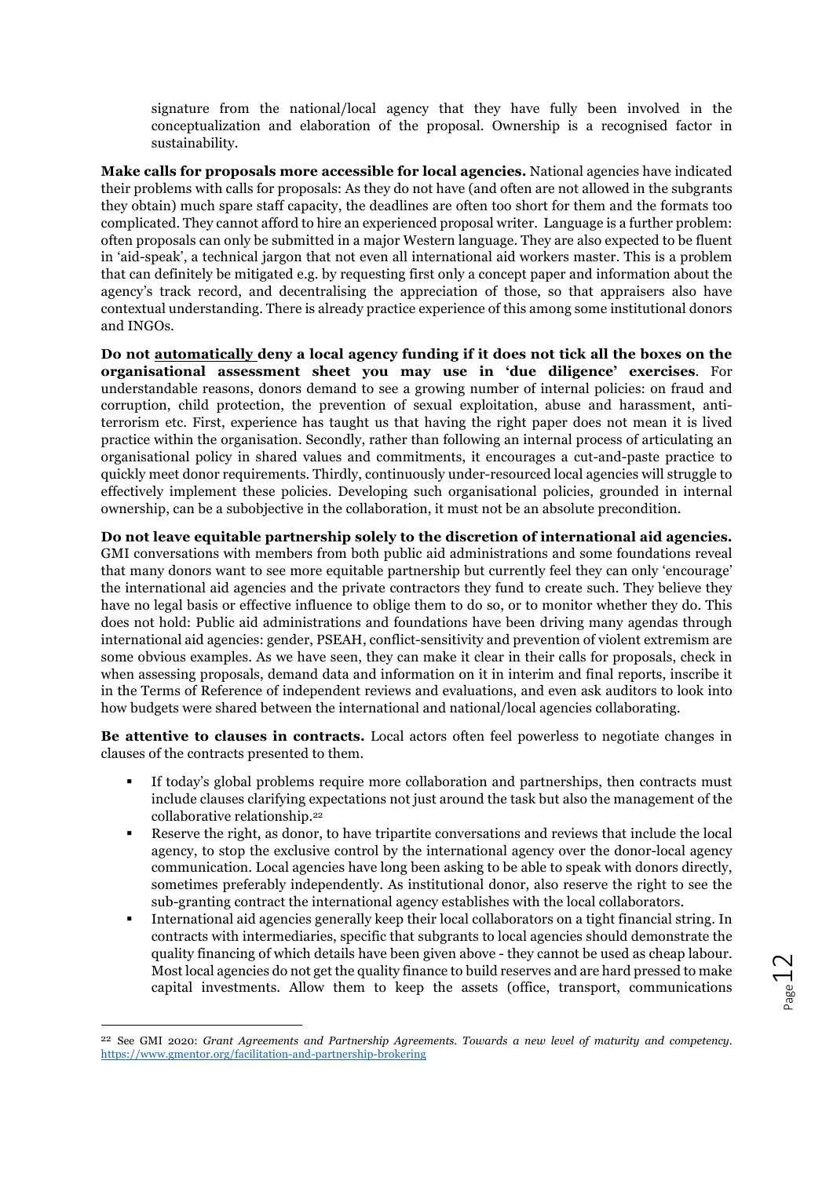signature from the national/local agency that they have fully been involved in the conceptualization and elaboration of the proposal. Ownership is a recognised factor in sustainability.

**Make calls for proposals more accessible for local agencies.** National agencies have indicated their problems with calls for proposals: As they do not have (and often are not allowed in the subgrants they obtain) much spare staff capacity, the deadlines are often too short for them and the formats too complicated. They cannot afford to hire an experienced proposal writer. Language is a further problem: often proposals can only be submitted in a major Western language. They are also expected to be fluent in 'aid-speak', a technical jargon that not even all international aid workers master. This is a problem that can definitely be mitigated e.g. by requesting first only a concept paper and information about the agency's track record, and decentralising the appreciation of those, so that appraisers also have contextual understanding. There is already practice experience of this among some institutional donors and INGOs.

**Do not <u>automatically</u> deny a local agency funding if it does not tick all the boxes on the organisational assessment sheet you may use in 'due diligence' exercises**. For understandable reasons, donors demand to see a growing number of internal policies: on fraud and corruption, child protection, the prevention of sexual exploitation, abuse and harassment, anti-terrorism etc. First, experience has taught us that having the right paper does not mean it is lived practice within the organisation. Secondly, rather than following an internal process of articulating an organisational policy in shared values and commitments, it encourages a cut-and-paste practice to quickly meet donor requirements. Thirdly, continuously under-resourced local agencies will struggle to effectively implement these policies. Developing such organisational policies, grounded in internal ownership, can be a subobjective in the collaboration, it must not be an absolute precondition.

**Do not leave equitable partnership solely to the discretion of international aid agencies.** GMI conversations with members from both public aid administrations and some foundations reveal that many donors want to see more equitable partnership but currently feel they can only 'encourage' the international aid agencies and the private contractors they fund to create such. They believe they have no legal basis or effective influence to oblige them to do so, or to monitor whether they do. This does not hold: Public aid administrations and foundations have been driving many agendas through international aid agencies: gender, PSEAH, conflict-sensitivity and prevention of violent extremism are some obvious examples. As we have seen, they can make it clear in their calls for proposals, check in when assessing proposals, demand data and information on it in interim and final reports, inscribe it in the Terms of Reference of independent reviews and evaluations, and even ask auditors to look into how budgets were shared between the international and national/local agencies collaborating.

**Be attentive to clauses in contracts.** Local actors often feel powerless to negotiate changes in clauses of the contracts presented to them.

- If today's global problems require more collaboration and partnerships, then contracts must include clauses clarifying expectations not just around the task but also the management of the collaborative relationship.[22]
- Reserve the right, as donor, to have tripartite conversations and reviews that include the local agency, to stop the exclusive control by the international agency over the donor-local agency communication. Local agencies have long been asking to be able to speak with donors directly, sometimes preferably independently. As institutional donor, also reserve the right to see the sub-granting contract the international agency establishes with the local collaborators.
- International aid agencies generally keep their local collaborators on a tight financial string. In contracts with intermediaries, specific that subgrants to local agencies should demonstrate the quality financing of which details have been given above - they cannot be used as cheap labour. Most local agencies do not get the quality finance to build reserves and are hard pressed to make capital investments. Allow them to keep the assets (office, transport, communications

[22] See GMI 2020: *Grant Agreements and Partnership Agreements. Towards a new level of maturity and competency.* https://www.gmentor.org/facilitation-and-partnership-brokering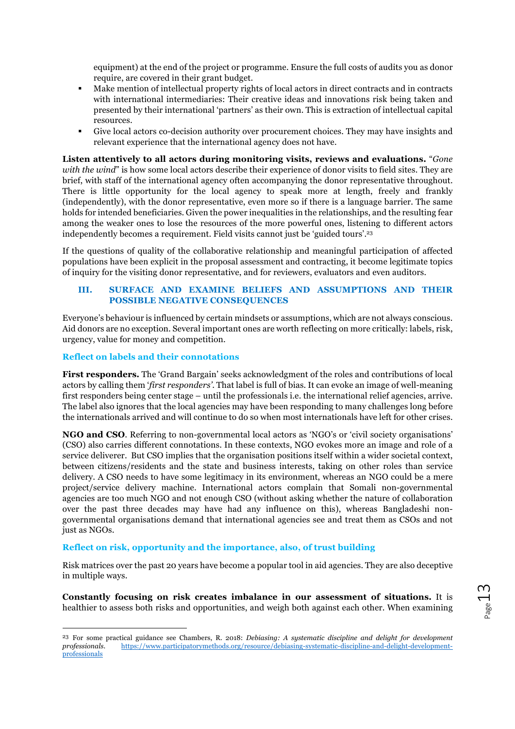equipment) at the end of the project or programme. Ensure the full costs of audits you as donor require, are covered in their grant budget.

- Make mention of intellectual property rights of local actors in direct contracts and in contracts with international intermediaries: Their creative ideas and innovations risk being taken and presented by their international 'partners' as their own. This is extraction of intellectual capital resources.
- Give local actors co-decision authority over procurement choices. They may have insights and relevant experience that the international agency does not have.

**Listen attentively to all actors during monitoring visits, reviews and evaluations.** "*Gone with the wind*" is how some local actors describe their experience of donor visits to field sites. They are brief, with staff of the international agency often accompanying the donor representative throughout. There is little opportunity for the local agency to speak more at length, freely and frankly (independently), with the donor representative, even more so if there is a language barrier. The same holds for intended beneficiaries. Given the power inequalities in the relationships, and the resulting fear among the weaker ones to lose the resources of the more powerful ones, listening to different actors independently becomes a requirement. Field visits cannot just be 'guided tours'.[23]

If the questions of quality of the collaborative relationship and meaningful participation of affected populations have been explicit in the proposal assessment and contracting, it become legitimate topics of inquiry for the visiting donor representative, and for reviewers, evaluators and even auditors.

## III. SURFACE AND EXAMINE BELIEFS AND ASSUMPTIONS AND THEIR POSSIBLE NEGATIVE CONSEQUENCES

Everyone's behaviour is influenced by certain mindsets or assumptions, which are not always conscious. Aid donors are no exception. Several important ones are worth reflecting on more critically: labels, risk, urgency, value for money and competition.

### Reflect on labels and their connotations

**First responders.** The 'Grand Bargain' seeks acknowledgment of the roles and contributions of local actors by calling them '*first responders*'. That label is full of bias. It can evoke an image of well-meaning first responders being center stage – until the professionals i.e. the international relief agencies, arrive. The label also ignores that the local agencies may have been responding to many challenges long before the internationals arrived and will continue to do so when most internationals have left for other crises.

**NGO and CSO**. Referring to non-governmental local actors as 'NGO's or 'civil society organisations' (CSO) also carries different connotations. In these contexts, NGO evokes more an image and role of a service deliverer. But CSO implies that the organisation positions itself within a wider societal context, between citizens/residents and the state and business interests, taking on other roles than service delivery. A CSO needs to have some legitimacy in its environment, whereas an NGO could be a mere project/service delivery machine. International actors complain that Somali non-governmental agencies are too much NGO and not enough CSO (without asking whether the nature of collaboration over the past three decades may have had any influence on this), whereas Bangladeshi non-governmental organisations demand that international agencies see and treat them as CSOs and not just as NGOs.

### Reflect on risk, opportunity and the importance, also, of trust building

Risk matrices over the past 20 years have become a popular tool in aid agencies. They are also deceptive in multiple ways.

**Constantly focusing on risk creates imbalance in our assessment of situations.** It is healthier to assess both risks and opportunities, and weigh both against each other. When examining

---

[23] For some practical guidance see Chambers, R. 2018: *Debiasing: A systematic discipline and delight for development professionals.* https://www.participatorymethods.org/resource/debiasing-systematic-discipline-and-delight-development-professionals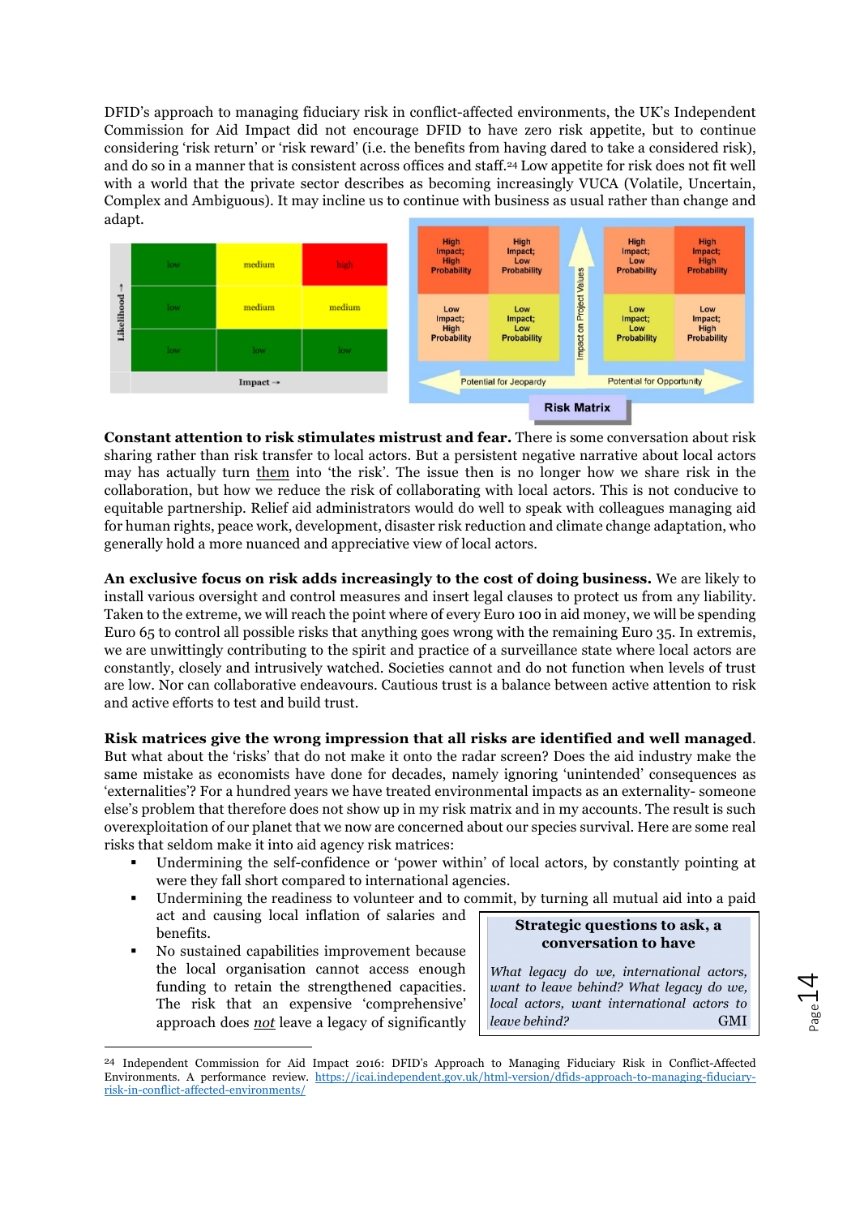DFID's approach to managing fiduciary risk in conflict-affected environments, the UK's Independent Commission for Aid Impact did not encourage DFID to have zero risk appetite, but to continue considering 'risk return' or 'risk reward' (i.e. the benefits from having dared to take a considered risk), and do so in a manner that is consistent across offices and staff.[24] Low appetite for risk does not fit well with a world that the private sector describes as becoming increasingly VUCA (Volatile, Uncertain, Complex and Ambiguous). It may incline us to continue with business as usual rather than change and adapt.

| Likelihood ↑ | | | |
|---|---|---|---|
| | low | medium | high |
| | low | medium | medium |
| | low | low | low |
| | Impact → | | |

**Risk Matrix**

| Potential for Jeopardy | | Impact on Project Values | Potential for Opportunity | |
|---|---|---|---|---|
| High Impact; High Probability | High Impact; Low Probability | | High Impact; Low Probability | High Impact; High Probability |
| Low Impact; High Probability | Low Impact; Low Probability | | Low Impact; Low Probability | Low Impact; High Probability |

**Constant attention to risk stimulates mistrust and fear.** There is some conversation about risk sharing rather than risk transfer to local actors. But a persistent negative narrative about local actors may has actually turn them into 'the risk'. The issue then is no longer how we share risk in the collaboration, but how we reduce the risk of collaborating with local actors. This is not conducive to equitable partnership. Relief aid administrators would do well to speak with colleagues managing aid for human rights, peace work, development, disaster risk reduction and climate change adaptation, who generally hold a more nuanced and appreciative view of local actors.

**An exclusive focus on risk adds increasingly to the cost of doing business.** We are likely to install various oversight and control measures and insert legal clauses to protect us from any liability. Taken to the extreme, we will reach the point where of every Euro 100 in aid money, we will be spending Euro 65 to control all possible risks that anything goes wrong with the remaining Euro 35. In extremis, we are unwittingly contributing to the spirit and practice of a surveillance state where local actors are constantly, closely and intrusively watched. Societies cannot and do not function when levels of trust are low. Nor can collaborative endeavours. Cautious trust is a balance between active attention to risk and active efforts to test and build trust.

**Risk matrices give the wrong impression that all risks are identified and well managed**. But what about the 'risks' that do not make it onto the radar screen? Does the aid industry make the same mistake as economists have done for decades, namely ignoring 'unintended' consequences as 'externalities'? For a hundred years we have treated environmental impacts as an externality- someone else's problem that therefore does not show up in my risk matrix and in my accounts. The result is such overexploitation of our planet that we now are concerned about our species survival. Here are some real risks that seldom make it into aid agency risk matrices:

- Undermining the self-confidence or 'power within' of local actors, by constantly pointing at were they fall short compared to international agencies.
- Undermining the readiness to volunteer and to commit, by turning all mutual aid into a paid act and causing local inflation of salaries and benefits.
- No sustained capabilities improvement because the local organisation cannot access enough funding to retain the strengthened capacities. The risk that an expensive 'comprehensive' approach does *not* leave a legacy of significantly

> **Strategic questions to ask, a conversation to have**
>
> *What legacy do we, international actors, want to leave behind? What legacy do we, local actors, want international actors to leave behind?* GMI

[24] Independent Commission for Aid Impact 2016: DFID's Approach to Managing Fiduciary Risk in Conflict-Affected Environments. A performance review. https://icai.independent.gov.uk/html-version/dfids-approach-to-managing-fiduciary-risk-in-conflict-affected-environments/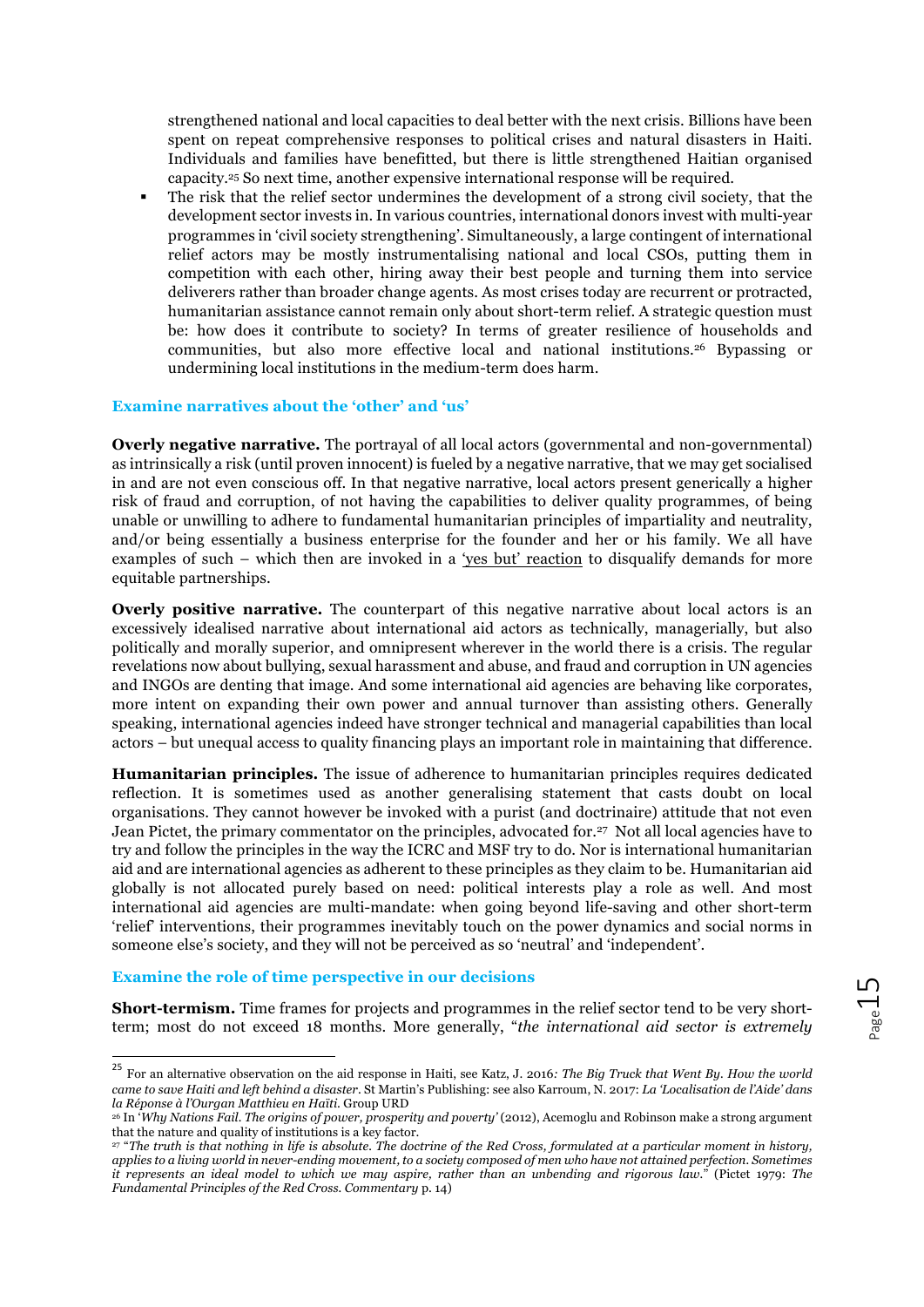strengthened national and local capacities to deal better with the next crisis. Billions have been spent on repeat comprehensive responses to political crises and natural disasters in Haiti. Individuals and families have benefitted, but there is little strengthened Haitian organised capacity.[25] So next time, another expensive international response will be required.

- The risk that the relief sector undermines the development of a strong civil society, that the development sector invests in. In various countries, international donors invest with multi-year programmes in 'civil society strengthening'. Simultaneously, a large contingent of international relief actors may be mostly instrumentalising national and local CSOs, putting them in competition with each other, hiring away their best people and turning them into service deliverers rather than broader change agents. As most crises today are recurrent or protracted, humanitarian assistance cannot remain only about short-term relief. A strategic question must be: how does it contribute to society? In terms of greater resilience of households and communities, but also more effective local and national institutions.[26] Bypassing or undermining local institutions in the medium-term does harm.

### Examine narratives about the 'other' and 'us'

**Overly negative narrative.** The portrayal of all local actors (governmental and non-governmental) as intrinsically a risk (until proven innocent) is fueled by a negative narrative, that we may get socialised in and are not even conscious off. In that negative narrative, local actors present generically a higher risk of fraud and corruption, of not having the capabilities to deliver quality programmes, of being unable or unwilling to adhere to fundamental humanitarian principles of impartiality and neutrality, and/or being essentially a business enterprise for the founder and her or his family. We all have examples of such – which then are invoked in a 'yes but' reaction to disqualify demands for more equitable partnerships.

**Overly positive narrative.** The counterpart of this negative narrative about local actors is an excessively idealised narrative about international aid actors as technically, managerially, but also politically and morally superior, and omnipresent wherever in the world there is a crisis. The regular revelations now about bullying, sexual harassment and abuse, and fraud and corruption in UN agencies and INGOs are denting that image. And some international aid agencies are behaving like corporates, more intent on expanding their own power and annual turnover than assisting others. Generally speaking, international agencies indeed have stronger technical and managerial capabilities than local actors – but unequal access to quality financing plays an important role in maintaining that difference.

**Humanitarian principles.** The issue of adherence to humanitarian principles requires dedicated reflection. It is sometimes used as another generalising statement that casts doubt on local organisations. They cannot however be invoked with a purist (and doctrinaire) attitude that not even Jean Pictet, the primary commentator on the principles, advocated for.[27] Not all local agencies have to try and follow the principles in the way the ICRC and MSF try to do. Nor is international humanitarian aid and are international agencies as adherent to these principles as they claim to be. Humanitarian aid globally is not allocated purely based on need: political interests play a role as well. And most international aid agencies are multi-mandate: when going beyond life-saving and other short-term 'relief' interventions, their programmes inevitably touch on the power dynamics and social norms in someone else's society, and they will not be perceived as so 'neutral' and 'independent'.

### Examine the role of time perspective in our decisions

**Short-termism.** Time frames for projects and programmes in the relief sector tend to be very short-term; most do not exceed 18 months. More generally, "*the international aid sector is extremely*

---

[25] For an alternative observation on the aid response in Haiti, see Katz, J. 2016*: The Big Truck that Went By. How the world came to save Haiti and left behind a disaster*. St Martin's Publishing: see also Karroum, N. 2017: *La 'Localisation de l'Aide' dans la Réponse à l'Ourgan Matthieu en Haïti*. Group URD

[26] In '*Why Nations Fail. The origins of power, prosperity and poverty'* (2012), Acemoglu and Robinson make a strong argument that the nature and quality of institutions is a key factor.

[27] "*The truth is that nothing in life is absolute. The doctrine of the Red Cross, formulated at a particular moment in history, applies to a living world in never-ending movement, to a society composed of men who have not attained perfection. Sometimes it represents an ideal model to which we may aspire, rather than an unbending and rigorous law.*" (Pictet 1979: *The Fundamental Principles of the Red Cross. Commentary* p. 14)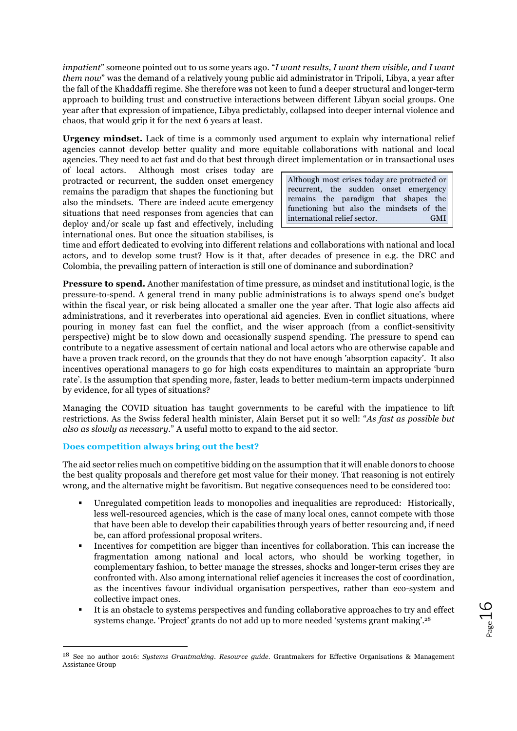*impatient*" someone pointed out to us some years ago. "*I want results, I want them visible, and I want them now*" was the demand of a relatively young public aid administrator in Tripoli, Libya, a year after the fall of the Khaddaffi regime. She therefore was not keen to fund a deeper structural and longer-term approach to building trust and constructive interactions between different Libyan social groups. One year after that expression of impatience, Libya predictably, collapsed into deeper internal violence and chaos, that would grip it for the next 6 years at least.

**Urgency mindset.** Lack of time is a commonly used argument to explain why international relief agencies cannot develop better quality and more equitable collaborations with national and local agencies. They need to act fast and do that best through direct implementation or in transactional uses of local actors. Although most crises today are protracted or recurrent, the sudden onset emergency remains the paradigm that shapes the functioning but also the mindsets. There are indeed acute emergency situations that need responses from agencies that can deploy and/or scale up fast and effectively, including international ones. But once the situation stabilises, is time and effort dedicated to evolving into different relations and collaborations with national and local actors, and to develop some trust? How is it that, after decades of presence in e.g. the DRC and Colombia, the prevailing pattern of interaction is still one of dominance and subordination?

> Although most crises today are protracted or recurrent, the sudden onset emergency remains the paradigm that shapes the functioning but also the mindsets of the international relief sector. GMI

**Pressure to spend.** Another manifestation of time pressure, as mindset and institutional logic, is the pressure-to-spend. A general trend in many public administrations is to always spend one's budget within the fiscal year, or risk being allocated a smaller one the year after. That logic also affects aid administrations, and it reverberates into operational aid agencies. Even in conflict situations, where pouring in money fast can fuel the conflict, and the wiser approach (from a conflict-sensitivity perspective) might be to slow down and occasionally suspend spending. The pressure to spend can contribute to a negative assessment of certain national and local actors who are otherwise capable and have a proven track record, on the grounds that they do not have enough 'absorption capacity'. It also incentives operational managers to go for high costs expenditures to maintain an appropriate 'burn rate'. Is the assumption that spending more, faster, leads to better medium-term impacts underpinned by evidence, for all types of situations?

Managing the COVID situation has taught governments to be careful with the impatience to lift restrictions. As the Swiss federal health minister, Alain Berset put it so well: "*As fast as possible but also as slowly as necessary*." A useful motto to expand to the aid sector.

### Does competition always bring out the best?

The aid sector relies much on competitive bidding on the assumption that it will enable donors to choose the best quality proposals and therefore get most value for their money. That reasoning is not entirely wrong, and the alternative might be favoritism. But negative consequences need to be considered too:

- Unregulated competition leads to monopolies and inequalities are reproduced: Historically, less well-resourced agencies, which is the case of many local ones, cannot compete with those that have been able to develop their capabilities through years of better resourcing and, if need be, can afford professional proposal writers.
- Incentives for competition are bigger than incentives for collaboration. This can increase the fragmentation among national and local actors, who should be working together, in complementary fashion, to better manage the stresses, shocks and longer-term crises they are confronted with. Also among international relief agencies it increases the cost of coordination, as the incentives favour individual organisation perspectives, rather than eco-system and collective impact ones.
- It is an obstacle to systems perspectives and funding collaborative approaches to try and effect systems change. 'Project' grants do not add up to more needed 'systems grant making'.[28]

---

[28] See no author 2016: *Systems Grantmaking. Resource guide*. Grantmakers for Effective Organisations & Management Assistance Group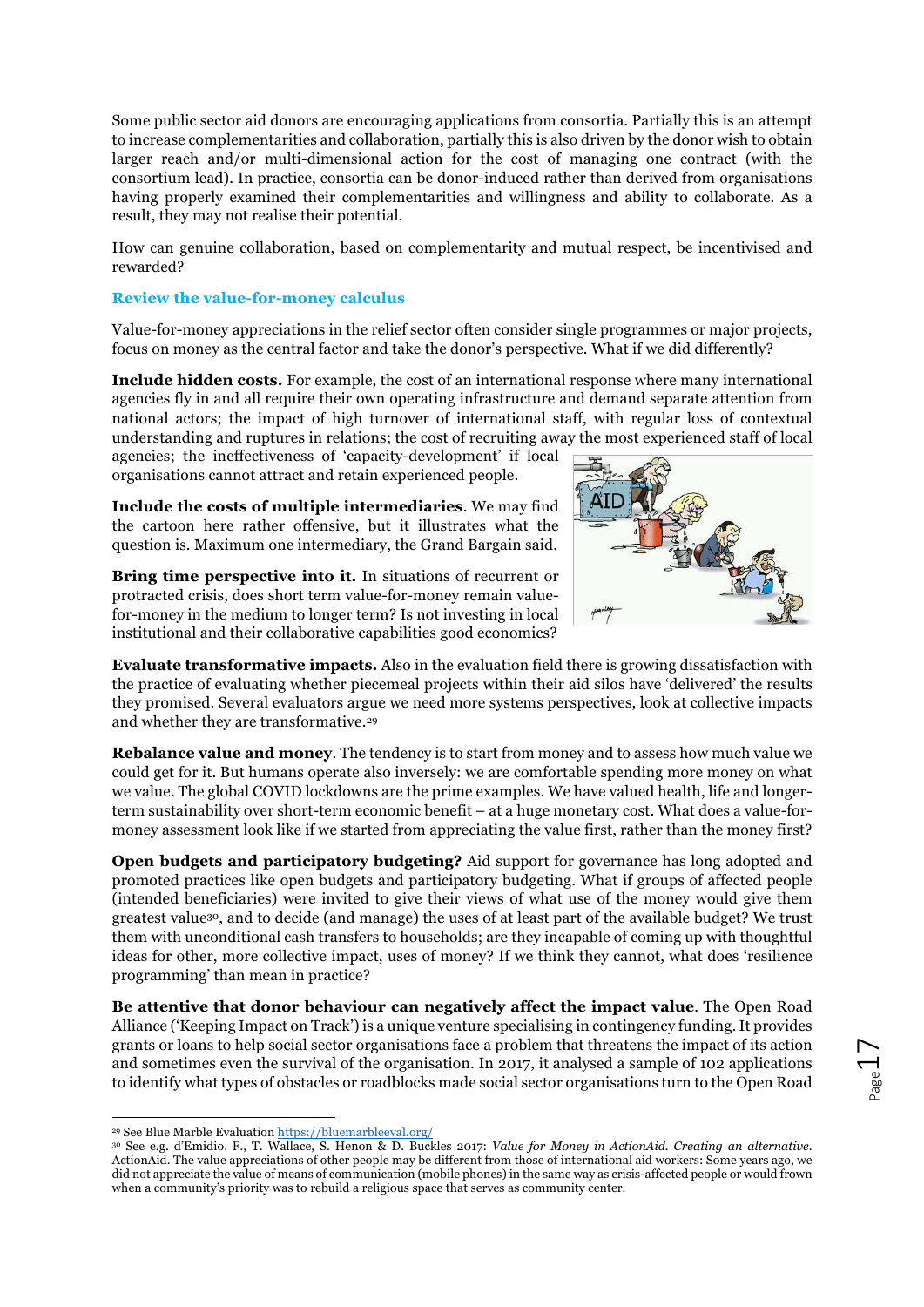Some public sector aid donors are encouraging applications from consortia. Partially this is an attempt to increase complementarities and collaboration, partially this is also driven by the donor wish to obtain larger reach and/or multi-dimensional action for the cost of managing one contract (with the consortium lead). In practice, consortia can be donor-induced rather than derived from organisations having properly examined their complementarities and willingness and ability to collaborate. As a result, they may not realise their potential.

How can genuine collaboration, based on complementarity and mutual respect, be incentivised and rewarded?

### Review the value-for-money calculus

Value-for-money appreciations in the relief sector often consider single programmes or major projects, focus on money as the central factor and take the donor's perspective. What if we did differently?

**Include hidden costs.** For example, the cost of an international response where many international agencies fly in and all require their own operating infrastructure and demand separate attention from national actors; the impact of high turnover of international staff, with regular loss of contextual understanding and ruptures in relations; the cost of recruiting away the most experienced staff of local agencies; the ineffectiveness of 'capacity-development' if local organisations cannot attract and retain experienced people.

**Include the costs of multiple intermediaries**. We may find the cartoon here rather offensive, but it illustrates what the question is. Maximum one intermediary, the Grand Bargain said.

**Bring time perspective into it.** In situations of recurrent or protracted crisis, does short term value-for-money remain value-for-money in the medium to longer term? Is not investing in local institutional and their collaborative capabilities good economics?

**Evaluate transformative impacts.** Also in the evaluation field there is growing dissatisfaction with the practice of evaluating whether piecemeal projects within their aid silos have 'delivered' the results they promised. Several evaluators argue we need more systems perspectives, look at collective impacts and whether they are transformative.[29]

**Rebalance value and money**. The tendency is to start from money and to assess how much value we could get for it. But humans operate also inversely: we are comfortable spending more money on what we value. The global COVID lockdowns are the prime examples. We have valued health, life and longer-term sustainability over short-term economic benefit – at a huge monetary cost. What does a value-for-money assessment look like if we started from appreciating the value first, rather than the money first?

**Open budgets and participatory budgeting?** Aid support for governance has long adopted and promoted practices like open budgets and participatory budgeting. What if groups of affected people (intended beneficiaries) were invited to give their views of what use of the money would give them greatest value[30], and to decide (and manage) the uses of at least part of the available budget? We trust them with unconditional cash transfers to households; are they incapable of coming up with thoughtful ideas for other, more collective impact, uses of money? If we think they cannot, what does 'resilience programming' than mean in practice?

**Be attentive that donor behaviour can negatively affect the impact value**. The Open Road Alliance ('Keeping Impact on Track') is a unique venture specialising in contingency funding. It provides grants or loans to help social sector organisations face a problem that threatens the impact of its action and sometimes even the survival of the organisation. In 2017, it analysed a sample of 102 applications to identify what types of obstacles or roadblocks made social sector organisations turn to the Open Road

---

[29] See Blue Marble Evaluation https://bluemarbleeval.org/

[30] See e.g. d'Emidio. F., T. Wallace, S. Henon & D. Buckles 2017: *Value for Money in ActionAid. Creating an alternative*. ActionAid. The value appreciations of other people may be different from those of international aid workers: Some years ago, we did not appreciate the value of means of communication (mobile phones) in the same way as crisis-affected people or would frown when a community's priority was to rebuild a religious space that serves as community center.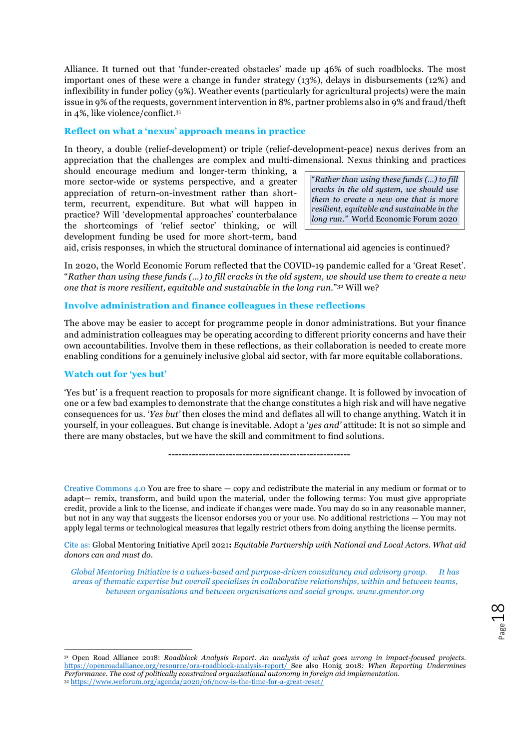Alliance. It turned out that 'funder-created obstacles' made up 46% of such roadblocks. The most important ones of these were a change in funder strategy (13%), delays in disbursements (12%) and inflexibility in funder policy (9%). Weather events (particularly for agricultural projects) were the main issue in 9% of the requests, government intervention in 8%, partner problems also in 9% and fraud/theft in 4%, like violence/conflict.[31]

### Reflect on what a 'nexus' approach means in practice

In theory, a double (relief-development) or triple (relief-development-peace) nexus derives from an appreciation that the challenges are complex and multi-dimensional. Nexus thinking and practices should encourage medium and longer-term thinking, a more sector-wide or systems perspective, and a greater appreciation of return-on-investment rather than short-term, recurrent, expenditure. But what will happen in practice? Will 'developmental approaches' counterbalance the shortcomings of 'relief sector' thinking, or will development funding be used for more short-term, band aid, crisis responses, in which the structural dominance of international aid agencies is continued?

> *"Rather than using these funds (…) to fill cracks in the old system, we should use them to create a new one that is more resilient, equitable and sustainable in the long run."* World Economic Forum 2020

In 2020, the World Economic Forum reflected that the COVID-19 pandemic called for a 'Great Reset'. "*Rather than using these funds (…) to fill cracks in the old system, we should use them to create a new one that is more resilient, equitable and sustainable in the long run.*"[32] Will we?

### Involve administration and finance colleagues in these reflections

The above may be easier to accept for programme people in donor administrations. But your finance and administration colleagues may be operating according to different priority concerns and have their own accountabilities. Involve them in these reflections, as their collaboration is needed to create more enabling conditions for a genuinely inclusive global aid sector, with far more equitable collaborations.

### Watch out for 'yes but'

'Yes but' is a frequent reaction to proposals for more significant change. It is followed by invocation of one or a few bad examples to demonstrate that the change constitutes a high risk and will have negative consequences for us. '*Yes but'* then closes the mind and deflates all will to change anything. Watch it in yourself, in your colleagues. But change is inevitable. Adopt a '*yes and'* attitude: It is not so simple and there are many obstacles, but we have the skill and commitment to find solutions.

-----------------------------------------------------

Creative Commons 4.0 You are free to share — copy and redistribute the material in any medium or format or to adapt— remix, transform, and build upon the material, under the following terms: You must give appropriate credit, provide a link to the license, and indicate if changes were made. You may do so in any reasonable manner, but not in any way that suggests the licensor endorses you or your use. No additional restrictions — You may not apply legal terms or technological measures that legally restrict others from doing anything the license permits.

Cite as: Global Mentoring Initiative April 2021**:** *Equitable Partnership with National and Local Actors. What aid donors can and must do.*

*Global Mentoring Initiative is a values-based and purpose-driven consultancy and advisory group. It has areas of thematic expertise but overall specialises in collaborative relationships, within and between teams, between organisations and between organisations and social groups. www.gmentor.org*

[31] Open Road Alliance 2018: *Roadblock Analysis Report. An analysis of what goes wrong in impact-focused projects.* https://openroadalliance.org/resource/ora-roadblock-analysis-report/ See also Honig 2018*: When Reporting Undermines Performance. The cost of politically constrained organisational autonomy in foreign aid implementation.*

[32] https://www.weforum.org/agenda/2020/06/now-is-the-time-for-a-great-reset/